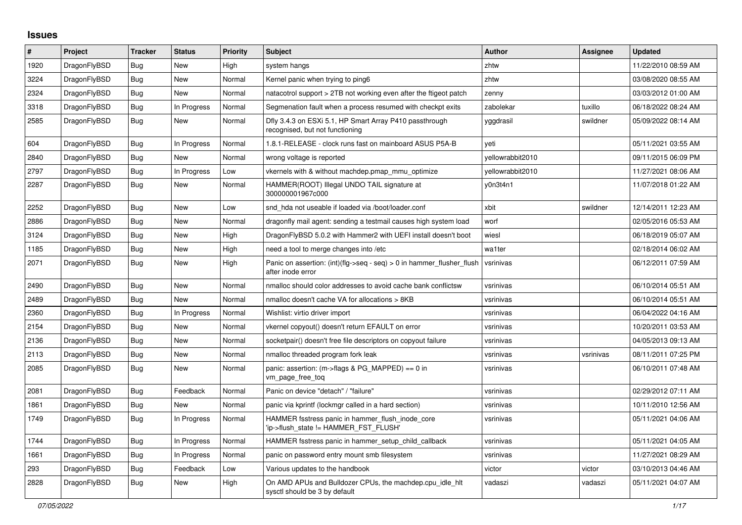# Issues

| # | Project | Tracker | Status | Priority | Subject | Author | Assignee | Updated |
|---|---|---|---|---|---|---|---|---|
| 1920 | DragonFlyBSD | Bug | New | High | system hangs | zhtw | | 11/22/2010 08:59 AM |
| 3224 | DragonFlyBSD | Bug | New | Normal | Kernel panic when trying to ping6 | zhtw | | 03/08/2020 08:55 AM |
| 2324 | DragonFlyBSD | Bug | New | Normal | natacotrol support > 2TB not working even after the ftigeot patch | zenny | | 03/03/2012 01:00 AM |
| 3318 | DragonFlyBSD | Bug | In Progress | Normal | Segmenation fault when a process resumed with checkpt exits | zabolekar | tuxillo | 06/18/2022 08:24 AM |
| 2585 | DragonFlyBSD | Bug | New | Normal | Dfly 3.4.3 on ESXi 5.1, HP Smart Array P410 passthrough recognised, but not functioning | yggdrasil | swildner | 05/09/2022 08:14 AM |
| 604 | DragonFlyBSD | Bug | In Progress | Normal | 1.8.1-RELEASE - clock runs fast on mainboard ASUS P5A-B | yeti | | 05/11/2021 03:55 AM |
| 2840 | DragonFlyBSD | Bug | New | Normal | wrong voltage is reported | yellowrabbit2010 | | 09/11/2015 06:09 PM |
| 2797 | DragonFlyBSD | Bug | In Progress | Low | vkernels with & without machdep.pmap_mmu_optimize | yellowrabbit2010 | | 11/27/2021 08:06 AM |
| 2287 | DragonFlyBSD | Bug | New | Normal | HAMMER(ROOT) Illegal UNDO TAIL signature at 300000001967c000 | y0n3t4n1 | | 11/07/2018 01:22 AM |
| 2252 | DragonFlyBSD | Bug | New | Low | snd_hda not useable if loaded via /boot/loader.conf | xbit | swildner | 12/14/2011 12:23 AM |
| 2886 | DragonFlyBSD | Bug | New | Normal | dragonfly mail agent: sending a testmail causes high system load | worf | | 02/05/2016 05:53 AM |
| 3124 | DragonFlyBSD | Bug | New | High | DragonFlyBSD 5.0.2 with Hammer2 with UEFI install doesn't boot | wiesl | | 06/18/2019 05:07 AM |
| 1185 | DragonFlyBSD | Bug | New | High | need a tool to merge changes into /etc | wa1ter | | 02/18/2014 06:02 AM |
| 2071 | DragonFlyBSD | Bug | New | High | Panic on assertion: (int)(flg->seq - seq) > 0 in hammer_flusher_flush after inode error | vsrinivas | | 06/12/2011 07:59 AM |
| 2490 | DragonFlyBSD | Bug | New | Normal | nmalloc should color addresses to avoid cache bank conflictsw | vsrinivas | | 06/10/2014 05:51 AM |
| 2489 | DragonFlyBSD | Bug | New | Normal | nmalloc doesn't cache VA for allocations > 8KB | vsrinivas | | 06/10/2014 05:51 AM |
| 2360 | DragonFlyBSD | Bug | In Progress | Normal | Wishlist: virtio driver import | vsrinivas | | 06/04/2022 04:16 AM |
| 2154 | DragonFlyBSD | Bug | New | Normal | vkernel copyout() doesn't return EFAULT on error | vsrinivas | | 10/20/2011 03:53 AM |
| 2136 | DragonFlyBSD | Bug | New | Normal | socketpair() doesn't free file descriptors on copyout failure | vsrinivas | | 04/05/2013 09:13 AM |
| 2113 | DragonFlyBSD | Bug | New | Normal | nmalloc threaded program fork leak | vsrinivas | vsrinivas | 08/11/2011 07:25 PM |
| 2085 | DragonFlyBSD | Bug | New | Normal | panic: assertion: (m->flags & PG_MAPPED) == 0 in vm_page_free_toq | vsrinivas | | 06/10/2011 07:48 AM |
| 2081 | DragonFlyBSD | Bug | Feedback | Normal | Panic on device "detach" / "failure" | vsrinivas | | 02/29/2012 07:11 AM |
| 1861 | DragonFlyBSD | Bug | New | Normal | panic via kprintf (lockmgr called in a hard section) | vsrinivas | | 10/11/2010 12:56 AM |
| 1749 | DragonFlyBSD | Bug | In Progress | Normal | HAMMER fsstress panic in hammer_flush_inode_core 'ip->flush_state != HAMMER_FST_FLUSH' | vsrinivas | | 05/11/2021 04:06 AM |
| 1744 | DragonFlyBSD | Bug | In Progress | Normal | HAMMER fsstress panic in hammer_setup_child_callback | vsrinivas | | 05/11/2021 04:05 AM |
| 1661 | DragonFlyBSD | Bug | In Progress | Normal | panic on password entry mount smb filesystem | vsrinivas | | 11/27/2021 08:29 AM |
| 293 | DragonFlyBSD | Bug | Feedback | Low | Various updates to the handbook | victor | victor | 03/10/2013 04:46 AM |
| 2828 | DragonFlyBSD | Bug | New | High | On AMD APUs and Bulldozer CPUs, the machdep.cpu_idle_hlt sysctl should be 3 by default | vadaszi | vadaszi | 05/11/2021 04:07 AM |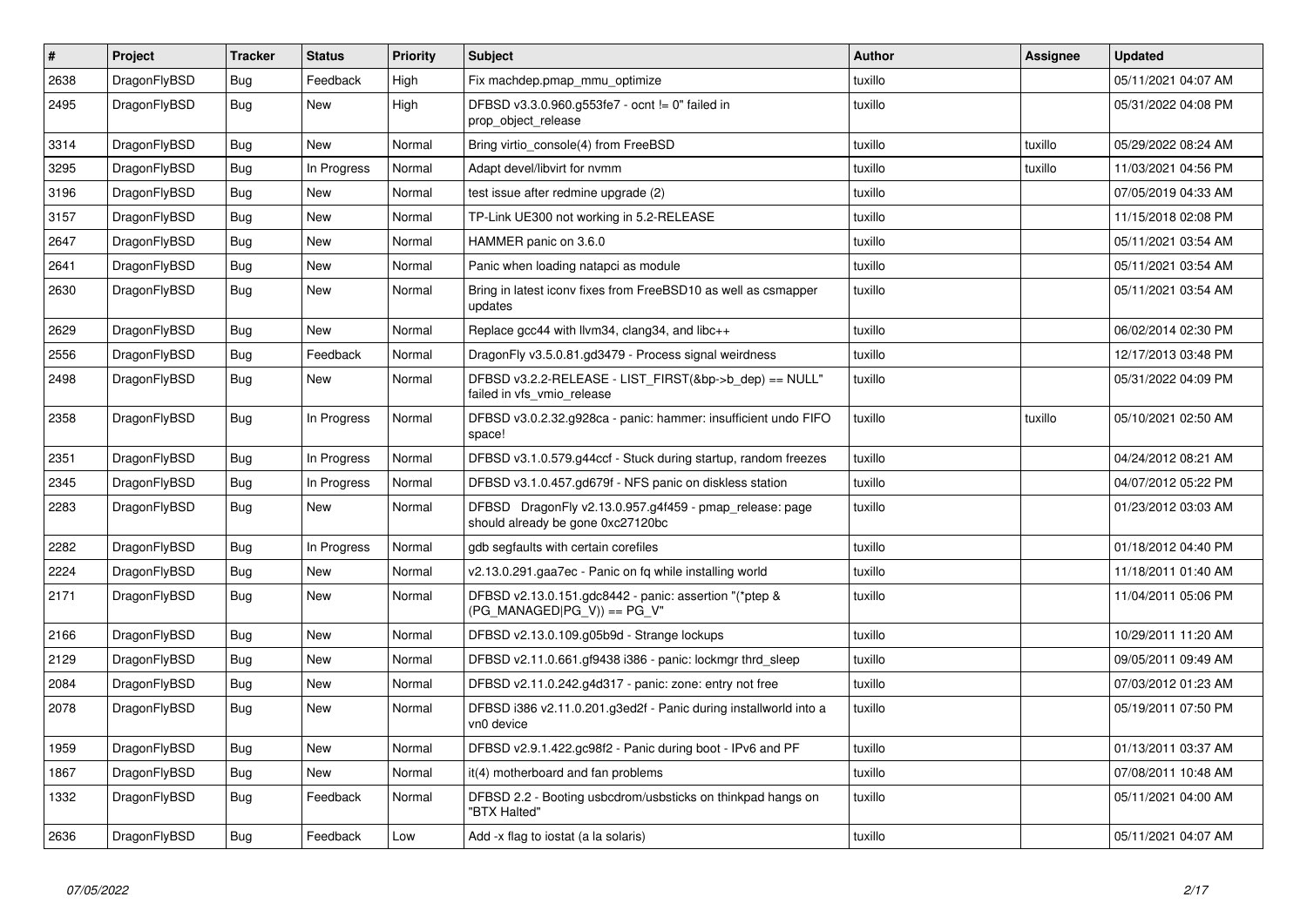| # | Project | Tracker | Status | Priority | Subject | Author | Assignee | Updated |
|---|---|---|---|---|---|---|---|---|
| 2638 | DragonFlyBSD | Bug | Feedback | High | Fix machdep.pmap_mmu_optimize | tuxillo | | 05/11/2021 04:07 AM |
| 2495 | DragonFlyBSD | Bug | New | High | DFBSD v3.3.0.960.g553fe7 - ocnt != 0" failed in prop_object_release | tuxillo | | 05/31/2022 04:08 PM |
| 3314 | DragonFlyBSD | Bug | New | Normal | Bring virtio_console(4) from FreeBSD | tuxillo | tuxillo | 05/29/2022 08:24 AM |
| 3295 | DragonFlyBSD | Bug | In Progress | Normal | Adapt devel/libvirt for nvmm | tuxillo | tuxillo | 11/03/2021 04:56 PM |
| 3196 | DragonFlyBSD | Bug | New | Normal | test issue after redmine upgrade (2) | tuxillo | | 07/05/2019 04:33 AM |
| 3157 | DragonFlyBSD | Bug | New | Normal | TP-Link UE300 not working in 5.2-RELEASE | tuxillo | | 11/15/2018 02:08 PM |
| 2647 | DragonFlyBSD | Bug | New | Normal | HAMMER panic on 3.6.0 | tuxillo | | 05/11/2021 03:54 AM |
| 2641 | DragonFlyBSD | Bug | New | Normal | Panic when loading natapci as module | tuxillo | | 05/11/2021 03:54 AM |
| 2630 | DragonFlyBSD | Bug | New | Normal | Bring in latest iconv fixes from FreeBSD10 as well as csmapper updates | tuxillo | | 05/11/2021 03:54 AM |
| 2629 | DragonFlyBSD | Bug | New | Normal | Replace gcc44 with llvm34, clang34, and libc++ | tuxillo | | 06/02/2014 02:30 PM |
| 2556 | DragonFlyBSD | Bug | Feedback | Normal | DragonFly v3.5.0.81.gd3479 - Process signal weirdness | tuxillo | | 12/17/2013 03:48 PM |
| 2498 | DragonFlyBSD | Bug | New | Normal | DFBSD v3.2.2-RELEASE - LIST_FIRST(&bp->b_dep) == NULL" failed in vfs_vmio_release | tuxillo | | 05/31/2022 04:09 PM |
| 2358 | DragonFlyBSD | Bug | In Progress | Normal | DFBSD v3.0.2.32.g928ca - panic: hammer: insufficient undo FIFO space! | tuxillo | tuxillo | 05/10/2021 02:50 AM |
| 2351 | DragonFlyBSD | Bug | In Progress | Normal | DFBSD v3.1.0.579.g44ccf - Stuck during startup, random freezes | tuxillo | | 04/24/2012 08:21 AM |
| 2345 | DragonFlyBSD | Bug | In Progress | Normal | DFBSD v3.1.0.457.gd679f - NFS panic on diskless station | tuxillo | | 04/07/2012 05:22 PM |
| 2283 | DragonFlyBSD | Bug | New | Normal | DFBSD DragonFly v2.13.0.957.g4f459 - pmap_release: page should already be gone 0xc27120bc | tuxillo | | 01/23/2012 03:03 AM |
| 2282 | DragonFlyBSD | Bug | In Progress | Normal | gdb segfaults with certain corefiles | tuxillo | | 01/18/2012 04:40 PM |
| 2224 | DragonFlyBSD | Bug | New | Normal | v2.13.0.291.gaa7ec - Panic on fq while installing world | tuxillo | | 11/18/2011 01:40 AM |
| 2171 | DragonFlyBSD | Bug | New | Normal | DFBSD v2.13.0.151.gdc8442 - panic: assertion "(*ptep & (PG_MANAGED\|PG_V)) == PG_V" | tuxillo | | 11/04/2011 05:06 PM |
| 2166 | DragonFlyBSD | Bug | New | Normal | DFBSD v2.13.0.109.g05b9d - Strange lockups | tuxillo | | 10/29/2011 11:20 AM |
| 2129 | DragonFlyBSD | Bug | New | Normal | DFBSD v2.11.0.661.gf9438 i386 - panic: lockmgr thrd_sleep | tuxillo | | 09/05/2011 09:49 AM |
| 2084 | DragonFlyBSD | Bug | New | Normal | DFBSD v2.11.0.242.g4d317 - panic: zone: entry not free | tuxillo | | 07/03/2012 01:23 AM |
| 2078 | DragonFlyBSD | Bug | New | Normal | DFBSD i386 v2.11.0.201.g3ed2f - Panic during installworld into a vn0 device | tuxillo | | 05/19/2011 07:50 PM |
| 1959 | DragonFlyBSD | Bug | New | Normal | DFBSD v2.9.1.422.gc98f2 - Panic during boot - IPv6 and PF | tuxillo | | 01/13/2011 03:37 AM |
| 1867 | DragonFlyBSD | Bug | New | Normal | it(4) motherboard and fan problems | tuxillo | | 07/08/2011 10:48 AM |
| 1332 | DragonFlyBSD | Bug | Feedback | Normal | DFBSD 2.2 - Booting usbcdrom/usbsticks on thinkpad hangs on "BTX Halted" | tuxillo | | 05/11/2021 04:00 AM |
| 2636 | DragonFlyBSD | Bug | Feedback | Low | Add -x flag to iostat (a la solaris) | tuxillo | | 05/11/2021 04:07 AM |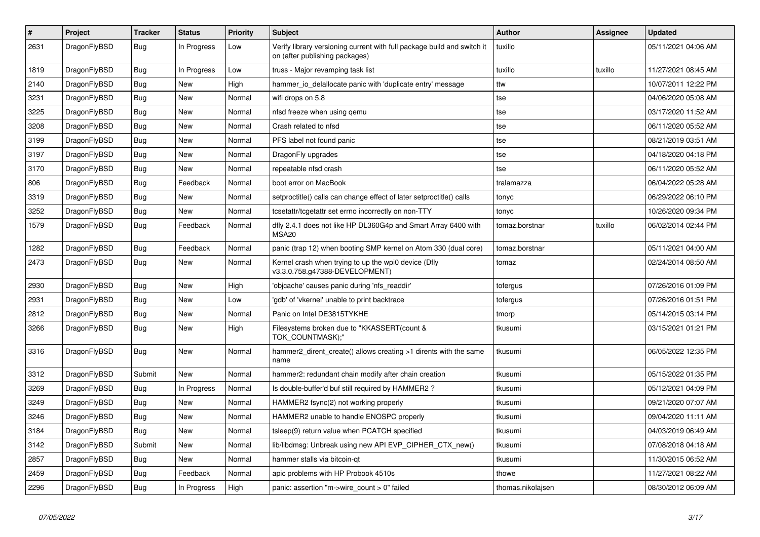| # | Project | Tracker | Status | Priority | Subject | Author | Assignee | Updated |
|---|---|---|---|---|---|---|---|---|
| 2631 | DragonFlyBSD | Bug | In Progress | Low | Verify library versioning current with full package build and switch it on (after publishing packages) | tuxillo | | 05/11/2021 04:06 AM |
| 1819 | DragonFlyBSD | Bug | In Progress | Low | truss - Major revamping task list | tuxillo | tuxillo | 11/27/2021 08:45 AM |
| 2140 | DragonFlyBSD | Bug | New | High | hammer_io_delallocate panic with 'duplicate entry' message | ttw | | 10/07/2011 12:22 PM |
| 3231 | DragonFlyBSD | Bug | New | Normal | wifi drops on 5.8 | tse | | 04/06/2020 05:08 AM |
| 3225 | DragonFlyBSD | Bug | New | Normal | nfsd freeze when using qemu | tse | | 03/17/2020 11:52 AM |
| 3208 | DragonFlyBSD | Bug | New | Normal | Crash related to nfsd | tse | | 06/11/2020 05:52 AM |
| 3199 | DragonFlyBSD | Bug | New | Normal | PFS label not found panic | tse | | 08/21/2019 03:51 AM |
| 3197 | DragonFlyBSD | Bug | New | Normal | DragonFly upgrades | tse | | 04/18/2020 04:18 PM |
| 3170 | DragonFlyBSD | Bug | New | Normal | repeatable nfsd crash | tse | | 06/11/2020 05:52 AM |
| 806 | DragonFlyBSD | Bug | Feedback | Normal | boot error on MacBook | tralamazza | | 06/04/2022 05:28 AM |
| 3319 | DragonFlyBSD | Bug | New | Normal | setproctitle() calls can change effect of later setproctitle() calls | tonyc | | 06/29/2022 06:10 PM |
| 3252 | DragonFlyBSD | Bug | New | Normal | tcsetattr/tcgetattr set errno incorrectly on non-TTY | tonyc | | 10/26/2020 09:34 PM |
| 1579 | DragonFlyBSD | Bug | Feedback | Normal | dfly 2.4.1 does not like HP DL360G4p and Smart Array 6400 with MSA20 | tomaz.borstnar | tuxillo | 06/02/2014 02:44 PM |
| 1282 | DragonFlyBSD | Bug | Feedback | Normal | panic (trap 12) when booting SMP kernel on Atom 330 (dual core) | tomaz.borstnar | | 05/11/2021 04:00 AM |
| 2473 | DragonFlyBSD | Bug | New | Normal | Kernel crash when trying to up the wpi0 device (Dfly v3.3.0.758.g47388-DEVELOPMENT) | tomaz | | 02/24/2014 08:50 AM |
| 2930 | DragonFlyBSD | Bug | New | High | 'objcache' causes panic during 'nfs_readdir' | tofergus | | 07/26/2016 01:09 PM |
| 2931 | DragonFlyBSD | Bug | New | Low | 'gdb' of 'vkernel' unable to print backtrace | tofergus | | 07/26/2016 01:51 PM |
| 2812 | DragonFlyBSD | Bug | New | Normal | Panic on Intel DE3815TYKHE | tmorp | | 05/14/2015 03:14 PM |
| 3266 | DragonFlyBSD | Bug | New | High | Filesystems broken due to "KKASSERT(count & TOK_COUNTMASK);" | tkusumi | | 03/15/2021 01:21 PM |
| 3316 | DragonFlyBSD | Bug | New | Normal | hammer2_dirent_create() allows creating >1 dirents with the same name | tkusumi | | 06/05/2022 12:35 PM |
| 3312 | DragonFlyBSD | Submit | New | Normal | hammer2: redundant chain modify after chain creation | tkusumi | | 05/15/2022 01:35 PM |
| 3269 | DragonFlyBSD | Bug | In Progress | Normal | Is double-buffer'd buf still required by HAMMER2 ? | tkusumi | | 05/12/2021 04:09 PM |
| 3249 | DragonFlyBSD | Bug | New | Normal | HAMMER2 fsync(2) not working properly | tkusumi | | 09/21/2020 07:07 AM |
| 3246 | DragonFlyBSD | Bug | New | Normal | HAMMER2 unable to handle ENOSPC properly | tkusumi | | 09/04/2020 11:11 AM |
| 3184 | DragonFlyBSD | Bug | New | Normal | tsleep(9) return value when PCATCH specified | tkusumi | | 04/03/2019 06:49 AM |
| 3142 | DragonFlyBSD | Submit | New | Normal | lib/libdmsg: Unbreak using new API EVP_CIPHER_CTX_new() | tkusumi | | 07/08/2018 04:18 AM |
| 2857 | DragonFlyBSD | Bug | New | Normal | hammer stalls via bitcoin-qt | tkusumi | | 11/30/2015 06:52 AM |
| 2459 | DragonFlyBSD | Bug | Feedback | Normal | apic problems with HP Probook 4510s | thowe | | 11/27/2021 08:22 AM |
| 2296 | DragonFlyBSD | Bug | In Progress | High | panic: assertion "m->wire_count > 0" failed | thomas.nikolajsen | | 08/30/2012 06:09 AM |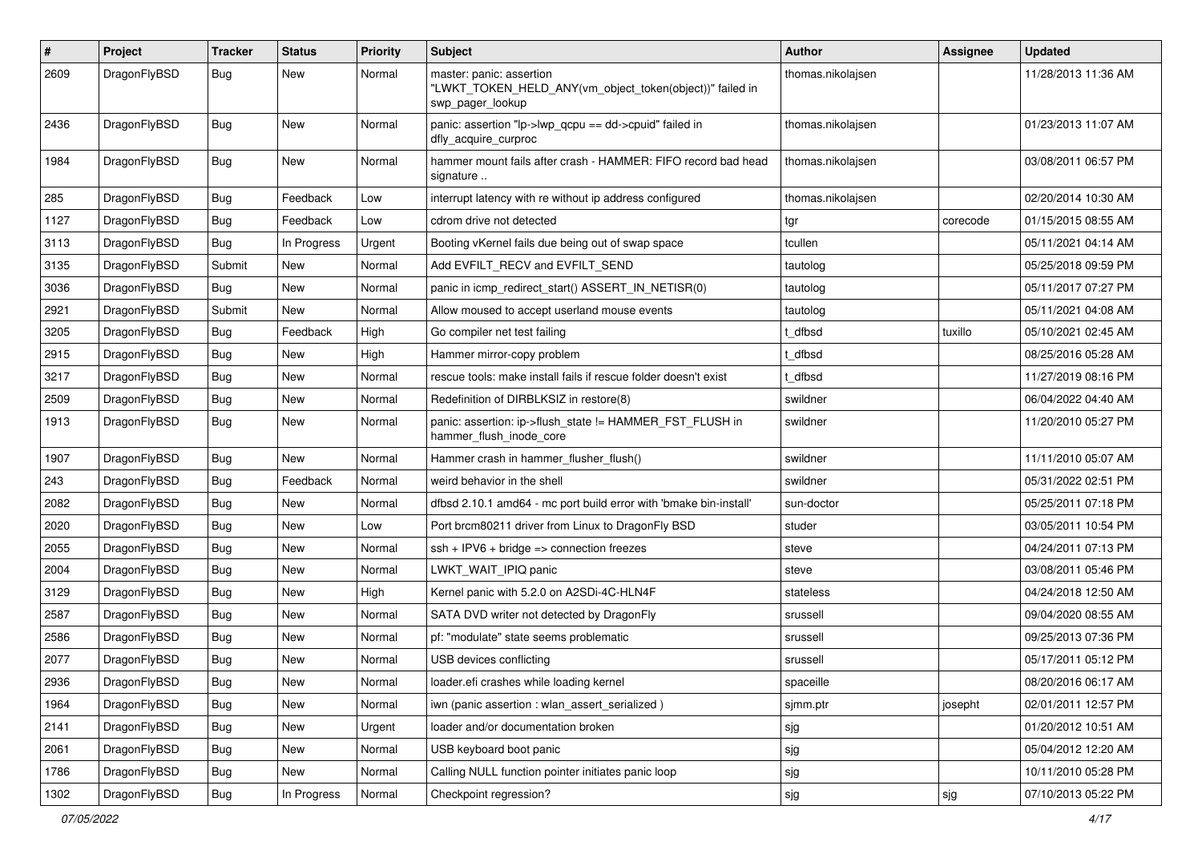| # | Project | Tracker | Status | Priority | Subject | Author | Assignee | Updated |
|---|---|---|---|---|---|---|---|---|
| 2609 | DragonFlyBSD | Bug | New | Normal | master: panic: assertion "LWKT_TOKEN_HELD_ANY(vm_object_token(object))" failed in swp_pager_lookup | thomas.nikolajsen | | 11/28/2013 11:36 AM |
| 2436 | DragonFlyBSD | Bug | New | Normal | panic: assertion "lp->lwp_qcpu == dd->cpuid" failed in dfly_acquire_curproc | thomas.nikolajsen | | 01/23/2013 11:07 AM |
| 1984 | DragonFlyBSD | Bug | New | Normal | hammer mount fails after crash - HAMMER: FIFO record bad head signature .. | thomas.nikolajsen | | 03/08/2011 06:57 PM |
| 285 | DragonFlyBSD | Bug | Feedback | Low | interrupt latency with re without ip address configured | thomas.nikolajsen | | 02/20/2014 10:30 AM |
| 1127 | DragonFlyBSD | Bug | Feedback | Low | cdrom drive not detected | tgr | corecode | 01/15/2015 08:55 AM |
| 3113 | DragonFlyBSD | Bug | In Progress | Urgent | Booting vKernel fails due being out of swap space | tcullen | | 05/11/2021 04:14 AM |
| 3135 | DragonFlyBSD | Submit | New | Normal | Add EVFILT_RECV and EVFILT_SEND | tautolog | | 05/25/2018 09:59 PM |
| 3036 | DragonFlyBSD | Bug | New | Normal | panic in icmp_redirect_start() ASSERT_IN_NETISR(0) | tautolog | | 05/11/2017 07:27 PM |
| 2921 | DragonFlyBSD | Submit | New | Normal | Allow moused to accept userland mouse events | tautolog | | 05/11/2021 04:08 AM |
| 3205 | DragonFlyBSD | Bug | Feedback | High | Go compiler net test failing | t_dfbsd | tuxillo | 05/10/2021 02:45 AM |
| 2915 | DragonFlyBSD | Bug | New | High | Hammer mirror-copy problem | t_dfbsd | | 08/25/2016 05:28 AM |
| 3217 | DragonFlyBSD | Bug | New | Normal | rescue tools: make install fails if rescue folder doesn't exist | t_dfbsd | | 11/27/2019 08:16 PM |
| 2509 | DragonFlyBSD | Bug | New | Normal | Redefinition of DIRBLKSIZ in restore(8) | swildner | | 06/04/2022 04:40 AM |
| 1913 | DragonFlyBSD | Bug | New | Normal | panic: assertion: ip->flush_state != HAMMER_FST_FLUSH in hammer_flush_inode_core | swildner | | 11/20/2010 05:27 PM |
| 1907 | DragonFlyBSD | Bug | New | Normal | Hammer crash in hammer_flusher_flush() | swildner | | 11/11/2010 05:07 AM |
| 243 | DragonFlyBSD | Bug | Feedback | Normal | weird behavior in the shell | swildner | | 05/31/2022 02:51 PM |
| 2082 | DragonFlyBSD | Bug | New | Normal | dfbsd 2.10.1 amd64 - mc port build error with 'bmake bin-install' | sun-doctor | | 05/25/2011 07:18 PM |
| 2020 | DragonFlyBSD | Bug | New | Low | Port brcm80211 driver from Linux to DragonFly BSD | studer | | 03/05/2011 10:54 PM |
| 2055 | DragonFlyBSD | Bug | New | Normal | ssh + IPV6 + bridge => connection freezes | steve | | 04/24/2011 07:13 PM |
| 2004 | DragonFlyBSD | Bug | New | Normal | LWKT_WAIT_IPIQ panic | steve | | 03/08/2011 05:46 PM |
| 3129 | DragonFlyBSD | Bug | New | High | Kernel panic with 5.2.0 on A2SDi-4C-HLN4F | stateless | | 04/24/2018 12:50 AM |
| 2587 | DragonFlyBSD | Bug | New | Normal | SATA DVD writer not detected by DragonFly | srussell | | 09/04/2020 08:55 AM |
| 2586 | DragonFlyBSD | Bug | New | Normal | pf: "modulate" state seems problematic | srussell | | 09/25/2013 07:36 PM |
| 2077 | DragonFlyBSD | Bug | New | Normal | USB devices conflicting | srussell | | 05/17/2011 05:12 PM |
| 2936 | DragonFlyBSD | Bug | New | Normal | loader.efi crashes while loading kernel | spaceille | | 08/20/2016 06:17 AM |
| 1964 | DragonFlyBSD | Bug | New | Normal | iwn (panic assertion : wlan_assert_serialized ) | sjmm.ptr | josepht | 02/01/2011 12:57 PM |
| 2141 | DragonFlyBSD | Bug | New | Urgent | loader and/or documentation broken | sjg | | 01/20/2012 10:51 AM |
| 2061 | DragonFlyBSD | Bug | New | Normal | USB keyboard boot panic | sjg | | 05/04/2012 12:20 AM |
| 1786 | DragonFlyBSD | Bug | New | Normal | Calling NULL function pointer initiates panic loop | sjg | | 10/11/2010 05:28 PM |
| 1302 | DragonFlyBSD | Bug | In Progress | Normal | Checkpoint regression? | sjg | sjg | 07/10/2013 05:22 PM |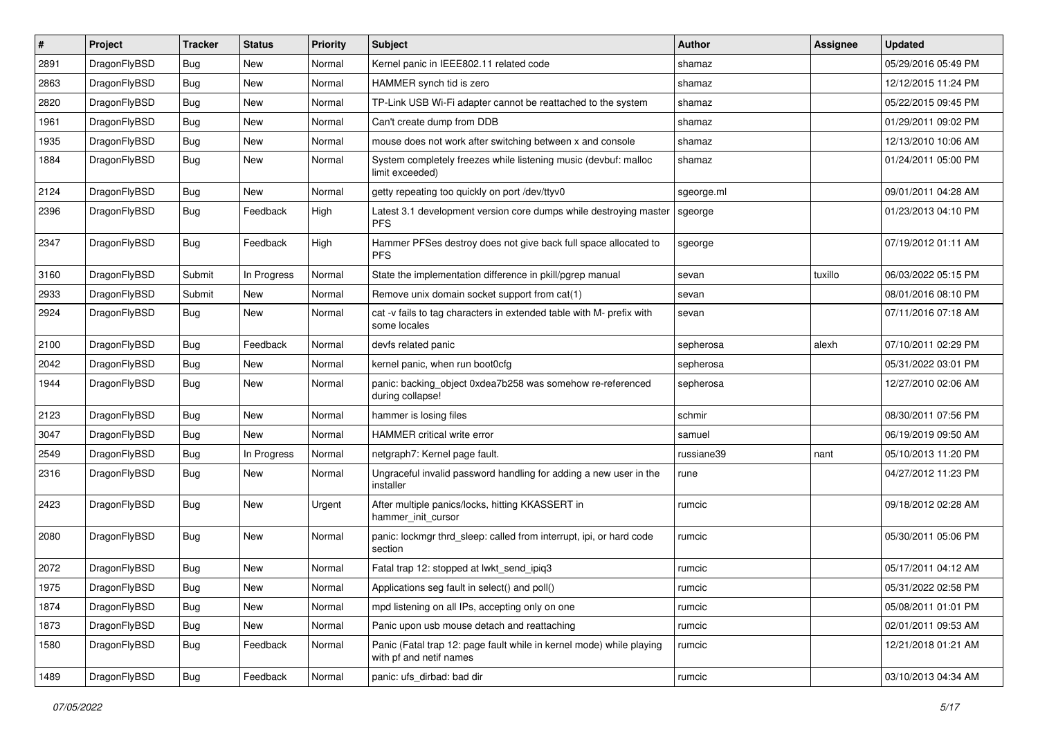| # | Project | Tracker | Status | Priority | Subject | Author | Assignee | Updated |
|---|---|---|---|---|---|---|---|---|
| 2891 | DragonFlyBSD | Bug | New | Normal | Kernel panic in IEEE802.11 related code | shamaz | | 05/29/2016 05:49 PM |
| 2863 | DragonFlyBSD | Bug | New | Normal | HAMMER synch tid is zero | shamaz | | 12/12/2015 11:24 PM |
| 2820 | DragonFlyBSD | Bug | New | Normal | TP-Link USB Wi-Fi adapter cannot be reattached to the system | shamaz | | 05/22/2015 09:45 PM |
| 1961 | DragonFlyBSD | Bug | New | Normal | Can't create dump from DDB | shamaz | | 01/29/2011 09:02 PM |
| 1935 | DragonFlyBSD | Bug | New | Normal | mouse does not work after switching between x and console | shamaz | | 12/13/2010 10:06 AM |
| 1884 | DragonFlyBSD | Bug | New | Normal | System completely freezes while listening music (devbuf: malloc limit exceeded) | shamaz | | 01/24/2011 05:00 PM |
| 2124 | DragonFlyBSD | Bug | New | Normal | getty repeating too quickly on port /dev/ttyv0 | sgeorge.ml | | 09/01/2011 04:28 AM |
| 2396 | DragonFlyBSD | Bug | Feedback | High | Latest 3.1 development version core dumps while destroying master PFS | sgeorge | | 01/23/2013 04:10 PM |
| 2347 | DragonFlyBSD | Bug | Feedback | High | Hammer PFSes destroy does not give back full space allocated to PFS | sgeorge | | 07/19/2012 01:11 AM |
| 3160 | DragonFlyBSD | Submit | In Progress | Normal | State the implementation difference in pkill/pgrep manual | sevan | tuxillo | 06/03/2022 05:15 PM |
| 2933 | DragonFlyBSD | Submit | New | Normal | Remove unix domain socket support from cat(1) | sevan | | 08/01/2016 08:10 PM |
| 2924 | DragonFlyBSD | Bug | New | Normal | cat -v fails to tag characters in extended table with M- prefix with some locales | sevan | | 07/11/2016 07:18 AM |
| 2100 | DragonFlyBSD | Bug | Feedback | Normal | devfs related panic | sepherosa | alexh | 07/10/2011 02:29 PM |
| 2042 | DragonFlyBSD | Bug | New | Normal | kernel panic, when run boot0cfg | sepherosa | | 05/31/2022 03:01 PM |
| 1944 | DragonFlyBSD | Bug | New | Normal | panic: backing_object 0xdea7b258 was somehow re-referenced during collapse! | sepherosa | | 12/27/2010 02:06 AM |
| 2123 | DragonFlyBSD | Bug | New | Normal | hammer is losing files | schmir | | 08/30/2011 07:56 PM |
| 3047 | DragonFlyBSD | Bug | New | Normal | HAMMER critical write error | samuel | | 06/19/2019 09:50 AM |
| 2549 | DragonFlyBSD | Bug | In Progress | Normal | netgraph7: Kernel page fault. | russiane39 | nant | 05/10/2013 11:20 PM |
| 2316 | DragonFlyBSD | Bug | New | Normal | Ungraceful invalid password handling for adding a new user in the installer | rune | | 04/27/2012 11:23 PM |
| 2423 | DragonFlyBSD | Bug | New | Urgent | After multiple panics/locks, hitting KKASSERT in hammer_init_cursor | rumcic | | 09/18/2012 02:28 AM |
| 2080 | DragonFlyBSD | Bug | New | Normal | panic: lockmgr thrd_sleep: called from interrupt, ipi, or hard code section | rumcic | | 05/30/2011 05:06 PM |
| 2072 | DragonFlyBSD | Bug | New | Normal | Fatal trap 12: stopped at lwkt_send_ipiq3 | rumcic | | 05/17/2011 04:12 AM |
| 1975 | DragonFlyBSD | Bug | New | Normal | Applications seg fault in select() and poll() | rumcic | | 05/31/2022 02:58 PM |
| 1874 | DragonFlyBSD | Bug | New | Normal | mpd listening on all IPs, accepting only on one | rumcic | | 05/08/2011 01:01 PM |
| 1873 | DragonFlyBSD | Bug | New | Normal | Panic upon usb mouse detach and reattaching | rumcic | | 02/01/2011 09:53 AM |
| 1580 | DragonFlyBSD | Bug | Feedback | Normal | Panic (Fatal trap 12: page fault while in kernel mode) while playing with pf and netif names | rumcic | | 12/21/2018 01:21 AM |
| 1489 | DragonFlyBSD | Bug | Feedback | Normal | panic: ufs_dirbad: bad dir | rumcic | | 03/10/2013 04:34 AM |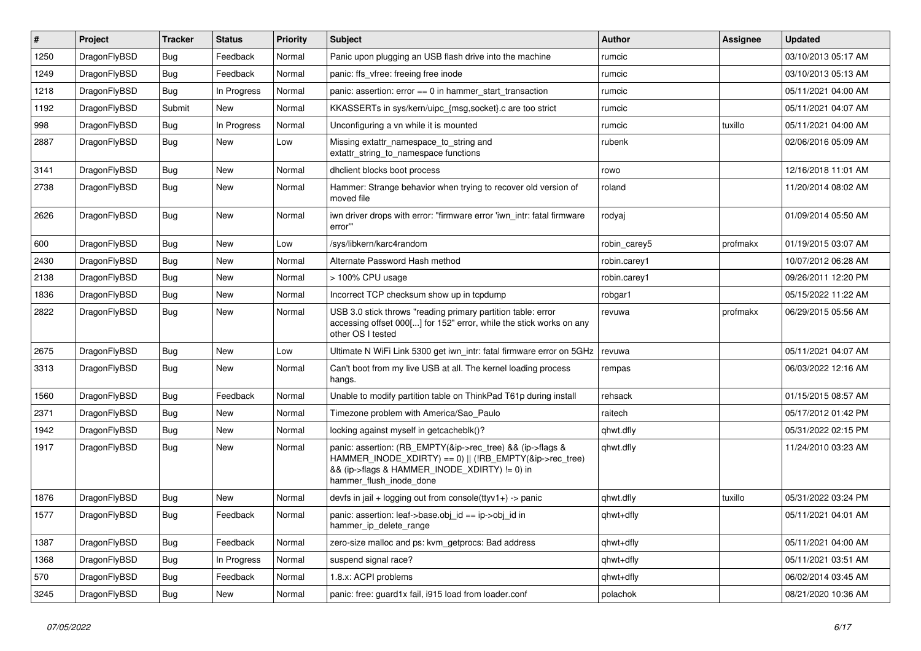| # | Project | Tracker | Status | Priority | Subject | Author | Assignee | Updated |
|---|---|---|---|---|---|---|---|---|
| 1250 | DragonFlyBSD | Bug | Feedback | Normal | Panic upon plugging an USB flash drive into the machine | rumcic | | 03/10/2013 05:17 AM |
| 1249 | DragonFlyBSD | Bug | Feedback | Normal | panic: ffs_vfree: freeing free inode | rumcic | | 03/10/2013 05:13 AM |
| 1218 | DragonFlyBSD | Bug | In Progress | Normal | panic: assertion: error == 0 in hammer_start_transaction | rumcic | | 05/11/2021 04:00 AM |
| 1192 | DragonFlyBSD | Submit | New | Normal | KKASSERTs in sys/kern/uipc_{msg,socket}.c are too strict | rumcic | | 05/11/2021 04:07 AM |
| 998 | DragonFlyBSD | Bug | In Progress | Normal | Unconfiguring a vn while it is mounted | rumcic | tuxillo | 05/11/2021 04:00 AM |
| 2887 | DragonFlyBSD | Bug | New | Low | Missing extattr_namespace_to_string and extattr_string_to_namespace functions | rubenk | | 02/06/2016 05:09 AM |
| 3141 | DragonFlyBSD | Bug | New | Normal | dhclient blocks boot process | rowo | | 12/16/2018 11:01 AM |
| 2738 | DragonFlyBSD | Bug | New | Normal | Hammer: Strange behavior when trying to recover old version of moved file | roland | | 11/20/2014 08:02 AM |
| 2626 | DragonFlyBSD | Bug | New | Normal | iwn driver drops with error: "firmware error 'iwn_intr: fatal firmware error'" | rodyaj | | 01/09/2014 05:50 AM |
| 600 | DragonFlyBSD | Bug | New | Low | /sys/libkern/karc4random | robin_carey5 | profmakx | 01/19/2015 03:07 AM |
| 2430 | DragonFlyBSD | Bug | New | Normal | Alternate Password Hash method | robin.carey1 | | 10/07/2012 06:28 AM |
| 2138 | DragonFlyBSD | Bug | New | Normal | > 100% CPU usage | robin.carey1 | | 09/26/2011 12:20 PM |
| 1836 | DragonFlyBSD | Bug | New | Normal | Incorrect TCP checksum show up in tcpdump | robgar1 | | 05/15/2022 11:22 AM |
| 2822 | DragonFlyBSD | Bug | New | Normal | USB 3.0 stick throws "reading primary partition table: error accessing offset 000[...] for 152" error, while the stick works on any other OS I tested | revuwa | profmakx | 06/29/2015 05:56 AM |
| 2675 | DragonFlyBSD | Bug | New | Low | Ultimate N WiFi Link 5300 get iwn_intr: fatal firmware error on 5GHz | revuwa | | 05/11/2021 04:07 AM |
| 3313 | DragonFlyBSD | Bug | New | Normal | Can't boot from my live USB at all. The kernel loading process hangs. | rempas | | 06/03/2022 12:16 AM |
| 1560 | DragonFlyBSD | Bug | Feedback | Normal | Unable to modify partition table on ThinkPad T61p during install | rehsack | | 01/15/2015 08:57 AM |
| 2371 | DragonFlyBSD | Bug | New | Normal | Timezone problem with America/Sao_Paulo | raitech | | 05/17/2012 01:42 PM |
| 1942 | DragonFlyBSD | Bug | New | Normal | locking against myself in getcacheblk()? | qhwt.dfly | | 05/31/2022 02:15 PM |
| 1917 | DragonFlyBSD | Bug | New | Normal | panic: assertion: (RB_EMPTY(&ip->rec_tree) && (ip->flags & HAMMER_INODE_XDIRTY) == 0) \|\| (!RB_EMPTY(&ip->rec_tree) && (ip->flags & HAMMER_INODE_XDIRTY) != 0) in hammer_flush_inode_done | qhwt.dfly | | 11/24/2010 03:23 AM |
| 1876 | DragonFlyBSD | Bug | New | Normal | devfs in jail + logging out from console(ttyv1+) -> panic | qhwt.dfly | tuxillo | 05/31/2022 03:24 PM |
| 1577 | DragonFlyBSD | Bug | Feedback | Normal | panic: assertion: leaf->base.obj_id == ip->obj_id in hammer_ip_delete_range | qhwt+dfly | | 05/11/2021 04:01 AM |
| 1387 | DragonFlyBSD | Bug | Feedback | Normal | zero-size malloc and ps: kvm_getprocs: Bad address | qhwt+dfly | | 05/11/2021 04:00 AM |
| 1368 | DragonFlyBSD | Bug | In Progress | Normal | suspend signal race? | qhwt+dfly | | 05/11/2021 03:51 AM |
| 570 | DragonFlyBSD | Bug | Feedback | Normal | 1.8.x: ACPI problems | qhwt+dfly | | 06/02/2014 03:45 AM |
| 3245 | DragonFlyBSD | Bug | New | Normal | panic: free: guard1x fail, i915 load from loader.conf | polachok | | 08/21/2020 10:36 AM |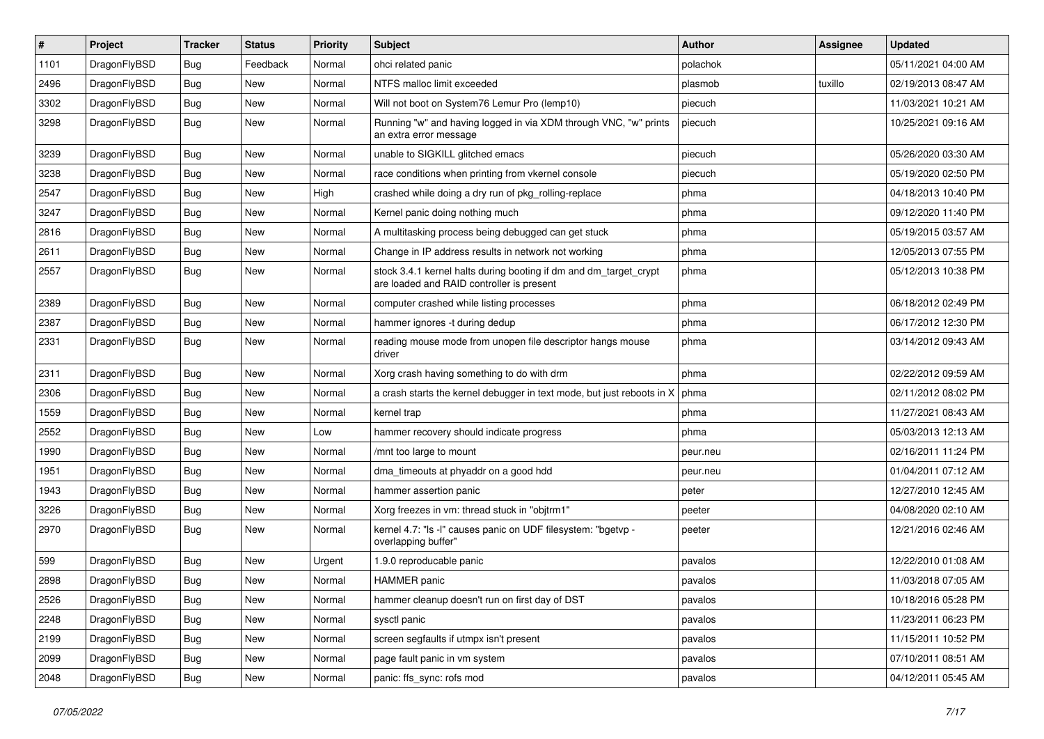| # | Project | Tracker | Status | Priority | Subject | Author | Assignee | Updated |
|---|---|---|---|---|---|---|---|---|
| 1101 | DragonFlyBSD | Bug | Feedback | Normal | ohci related panic | polachok | | 05/11/2021 04:00 AM |
| 2496 | DragonFlyBSD | Bug | New | Normal | NTFS malloc limit exceeded | plasmob | tuxillo | 02/19/2013 08:47 AM |
| 3302 | DragonFlyBSD | Bug | New | Normal | Will not boot on System76 Lemur Pro (lemp10) | piecuch | | 11/03/2021 10:21 AM |
| 3298 | DragonFlyBSD | Bug | New | Normal | Running "w" and having logged in via XDM through VNC, "w" prints an extra error message | piecuch | | 10/25/2021 09:16 AM |
| 3239 | DragonFlyBSD | Bug | New | Normal | unable to SIGKILL glitched emacs | piecuch | | 05/26/2020 03:30 AM |
| 3238 | DragonFlyBSD | Bug | New | Normal | race conditions when printing from vkernel console | piecuch | | 05/19/2020 02:50 PM |
| 2547 | DragonFlyBSD | Bug | New | High | crashed while doing a dry run of pkg_rolling-replace | phma | | 04/18/2013 10:40 PM |
| 3247 | DragonFlyBSD | Bug | New | Normal | Kernel panic doing nothing much | phma | | 09/12/2020 11:40 PM |
| 2816 | DragonFlyBSD | Bug | New | Normal | A multitasking process being debugged can get stuck | phma | | 05/19/2015 03:57 AM |
| 2611 | DragonFlyBSD | Bug | New | Normal | Change in IP address results in network not working | phma | | 12/05/2013 07:55 PM |
| 2557 | DragonFlyBSD | Bug | New | Normal | stock 3.4.1 kernel halts during booting if dm and dm_target_crypt are loaded and RAID controller is present | phma | | 05/12/2013 10:38 PM |
| 2389 | DragonFlyBSD | Bug | New | Normal | computer crashed while listing processes | phma | | 06/18/2012 02:49 PM |
| 2387 | DragonFlyBSD | Bug | New | Normal | hammer ignores -t during dedup | phma | | 06/17/2012 12:30 PM |
| 2331 | DragonFlyBSD | Bug | New | Normal | reading mouse mode from unopen file descriptor hangs mouse driver | phma | | 03/14/2012 09:43 AM |
| 2311 | DragonFlyBSD | Bug | New | Normal | Xorg crash having something to do with drm | phma | | 02/22/2012 09:59 AM |
| 2306 | DragonFlyBSD | Bug | New | Normal | a crash starts the kernel debugger in text mode, but just reboots in X | phma | | 02/11/2012 08:02 PM |
| 1559 | DragonFlyBSD | Bug | New | Normal | kernel trap | phma | | 11/27/2021 08:43 AM |
| 2552 | DragonFlyBSD | Bug | New | Low | hammer recovery should indicate progress | phma | | 05/03/2013 12:13 AM |
| 1990 | DragonFlyBSD | Bug | New | Normal | /mnt too large to mount | peur.neu | | 02/16/2011 11:24 PM |
| 1951 | DragonFlyBSD | Bug | New | Normal | dma_timeouts at phyaddr on a good hdd | peur.neu | | 01/04/2011 07:12 AM |
| 1943 | DragonFlyBSD | Bug | New | Normal | hammer assertion panic | peter | | 12/27/2010 12:45 AM |
| 3226 | DragonFlyBSD | Bug | New | Normal | Xorg freezes in vm: thread stuck in "objtrm1" | peeter | | 04/08/2020 02:10 AM |
| 2970 | DragonFlyBSD | Bug | New | Normal | kernel 4.7: "ls -l" causes panic on UDF filesystem: "bgetvp - overlapping buffer" | peeter | | 12/21/2016 02:46 AM |
| 599 | DragonFlyBSD | Bug | New | Urgent | 1.9.0 reproducable panic | pavalos | | 12/22/2010 01:08 AM |
| 2898 | DragonFlyBSD | Bug | New | Normal | HAMMER panic | pavalos | | 11/03/2018 07:05 AM |
| 2526 | DragonFlyBSD | Bug | New | Normal | hammer cleanup doesn't run on first day of DST | pavalos | | 10/18/2016 05:28 PM |
| 2248 | DragonFlyBSD | Bug | New | Normal | sysctl panic | pavalos | | 11/23/2011 06:23 PM |
| 2199 | DragonFlyBSD | Bug | New | Normal | screen segfaults if utmpx isn't present | pavalos | | 11/15/2011 10:52 PM |
| 2099 | DragonFlyBSD | Bug | New | Normal | page fault panic in vm system | pavalos | | 07/10/2011 08:51 AM |
| 2048 | DragonFlyBSD | Bug | New | Normal | panic: ffs_sync: rofs mod | pavalos | | 04/12/2011 05:45 AM |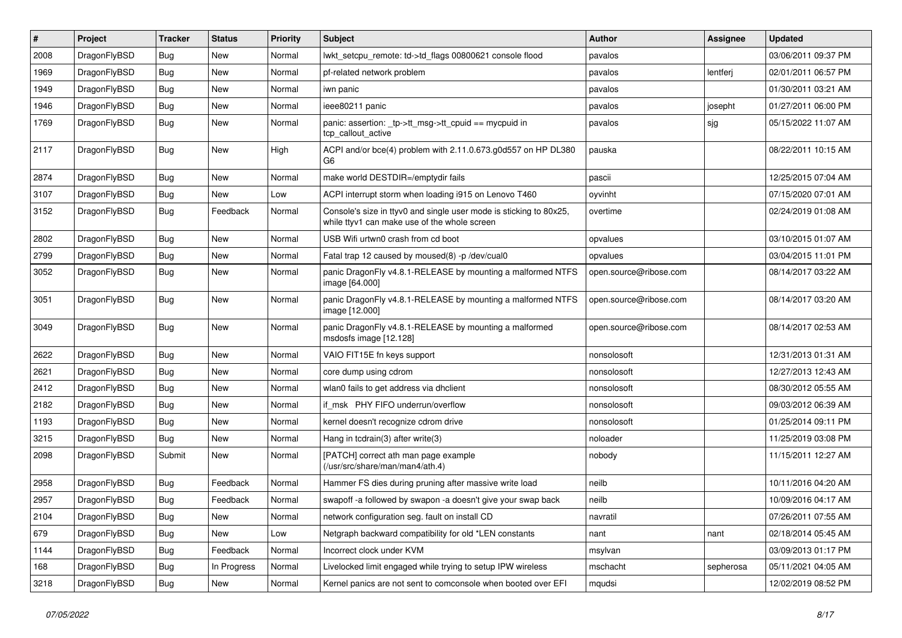| # | Project | Tracker | Status | Priority | Subject | Author | Assignee | Updated |
|---|---|---|---|---|---|---|---|---|
| 2008 | DragonFlyBSD | Bug | New | Normal | lwkt_setcpu_remote: td->td_flags 00800621 console flood | pavalos | | 03/06/2011 09:37 PM |
| 1969 | DragonFlyBSD | Bug | New | Normal | pf-related network problem | pavalos | lentferj | 02/01/2011 06:57 PM |
| 1949 | DragonFlyBSD | Bug | New | Normal | iwn panic | pavalos | | 01/30/2011 03:21 AM |
| 1946 | DragonFlyBSD | Bug | New | Normal | ieee80211 panic | pavalos | josepht | 01/27/2011 06:00 PM |
| 1769 | DragonFlyBSD | Bug | New | Normal | panic: assertion: _tp->tt_msg->tt_cpuid == mycpuid in tcp_callout_active | pavalos | sjg | 05/15/2022 11:07 AM |
| 2117 | DragonFlyBSD | Bug | New | High | ACPI and/or bce(4) problem with 2.11.0.673.g0d557 on HP DL380 G6 | pauska | | 08/22/2011 10:15 AM |
| 2874 | DragonFlyBSD | Bug | New | Normal | make world DESTDIR=/emptydir fails | pascii | | 12/25/2015 07:04 AM |
| 3107 | DragonFlyBSD | Bug | New | Low | ACPI interrupt storm when loading i915 on Lenovo T460 | oyvinht | | 07/15/2020 07:01 AM |
| 3152 | DragonFlyBSD | Bug | Feedback | Normal | Console's size in ttyv0 and single user mode is sticking to 80x25, while ttyv1 can make use of the whole screen | overtime | | 02/24/2019 01:08 AM |
| 2802 | DragonFlyBSD | Bug | New | Normal | USB Wifi urtwn0 crash from cd boot | opvalues | | 03/10/2015 01:07 AM |
| 2799 | DragonFlyBSD | Bug | New | Normal | Fatal trap 12 caused by moused(8) -p /dev/cual0 | opvalues | | 03/04/2015 11:01 PM |
| 3052 | DragonFlyBSD | Bug | New | Normal | panic DragonFly v4.8.1-RELEASE by mounting a malformed NTFS image [64.000] | open.source@ribose.com | | 08/14/2017 03:22 AM |
| 3051 | DragonFlyBSD | Bug | New | Normal | panic DragonFly v4.8.1-RELEASE by mounting a malformed NTFS image [12.000] | open.source@ribose.com | | 08/14/2017 03:20 AM |
| 3049 | DragonFlyBSD | Bug | New | Normal | panic DragonFly v4.8.1-RELEASE by mounting a malformed msdosfs image [12.128] | open.source@ribose.com | | 08/14/2017 02:53 AM |
| 2622 | DragonFlyBSD | Bug | New | Normal | VAIO FIT15E fn keys support | nonsolosoft | | 12/31/2013 01:31 AM |
| 2621 | DragonFlyBSD | Bug | New | Normal | core dump using cdrom | nonsolosoft | | 12/27/2013 12:43 AM |
| 2412 | DragonFlyBSD | Bug | New | Normal | wlan0 fails to get address via dhclient | nonsolosoft | | 08/30/2012 05:55 AM |
| 2182 | DragonFlyBSD | Bug | New | Normal | if_msk PHY FIFO underrun/overflow | nonsolosoft | | 09/03/2012 06:39 AM |
| 1193 | DragonFlyBSD | Bug | New | Normal | kernel doesn't recognize cdrom drive | nonsolosoft | | 01/25/2014 09:11 PM |
| 3215 | DragonFlyBSD | Bug | New | Normal | Hang in tcdrain(3) after write(3) | noloader | | 11/25/2019 03:08 PM |
| 2098 | DragonFlyBSD | Submit | New | Normal | [PATCH] correct ath man page example (/usr/src/share/man/man4/ath.4) | nobody | | 11/15/2011 12:27 AM |
| 2958 | DragonFlyBSD | Bug | Feedback | Normal | Hammer FS dies during pruning after massive write load | neilb | | 10/11/2016 04:20 AM |
| 2957 | DragonFlyBSD | Bug | Feedback | Normal | swapoff -a followed by swapon -a doesn't give your swap back | neilb | | 10/09/2016 04:17 AM |
| 2104 | DragonFlyBSD | Bug | New | Normal | network configuration seg. fault on install CD | navratil | | 07/26/2011 07:55 AM |
| 679 | DragonFlyBSD | Bug | New | Low | Netgraph backward compatibility for old *LEN constants | nant | nant | 02/18/2014 05:45 AM |
| 1144 | DragonFlyBSD | Bug | Feedback | Normal | Incorrect clock under KVM | msylvan | | 03/09/2013 01:17 PM |
| 168 | DragonFlyBSD | Bug | In Progress | Normal | Livelocked limit engaged while trying to setup IPW wireless | mschacht | sepherosa | 05/11/2021 04:05 AM |
| 3218 | DragonFlyBSD | Bug | New | Normal | Kernel panics are not sent to comconsole when booted over EFI | mqudsi | | 12/02/2019 08:52 PM |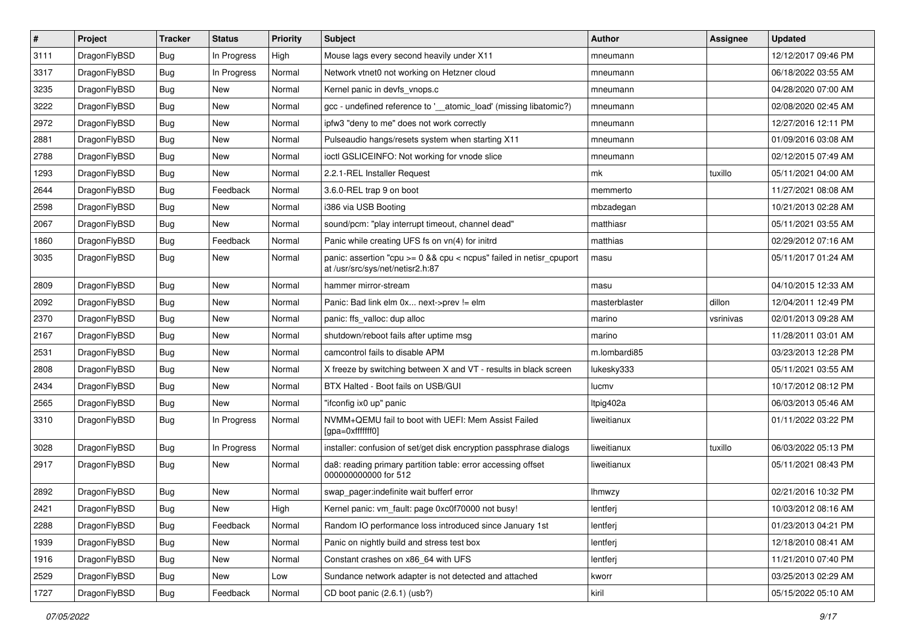| # | Project | Tracker | Status | Priority | Subject | Author | Assignee | Updated |
|---|---|---|---|---|---|---|---|---|
| 3111 | DragonFlyBSD | Bug | In Progress | High | Mouse lags every second heavily under X11 | mneumann | | 12/12/2017 09:46 PM |
| 3317 | DragonFlyBSD | Bug | In Progress | Normal | Network vtnet0 not working on Hetzner cloud | mneumann | | 06/18/2022 03:55 AM |
| 3235 | DragonFlyBSD | Bug | New | Normal | Kernel panic in devfs_vnops.c | mneumann | | 04/28/2020 07:00 AM |
| 3222 | DragonFlyBSD | Bug | New | Normal | gcc - undefined reference to '__atomic_load' (missing libatomic?) | mneumann | | 02/08/2020 02:45 AM |
| 2972 | DragonFlyBSD | Bug | New | Normal | ipfw3 "deny to me" does not work correctly | mneumann | | 12/27/2016 12:11 PM |
| 2881 | DragonFlyBSD | Bug | New | Normal | Pulseaudio hangs/resets system when starting X11 | mneumann | | 01/09/2016 03:08 AM |
| 2788 | DragonFlyBSD | Bug | New | Normal | ioctl GSLICEINFO: Not working for vnode slice | mneumann | | 02/12/2015 07:49 AM |
| 1293 | DragonFlyBSD | Bug | New | Normal | 2.2.1-REL Installer Request | mk | tuxillo | 05/11/2021 04:00 AM |
| 2644 | DragonFlyBSD | Bug | Feedback | Normal | 3.6.0-REL trap 9 on boot | memmerto | | 11/27/2021 08:08 AM |
| 2598 | DragonFlyBSD | Bug | New | Normal | i386 via USB Booting | mbzadegan | | 10/21/2013 02:28 AM |
| 2067 | DragonFlyBSD | Bug | New | Normal | sound/pcm: "play interrupt timeout, channel dead" | matthiasr | | 05/11/2021 03:55 AM |
| 1860 | DragonFlyBSD | Bug | Feedback | Normal | Panic while creating UFS fs on vn(4) for initrd | matthias | | 02/29/2012 07:16 AM |
| 3035 | DragonFlyBSD | Bug | New | Normal | panic: assertion "cpu >= 0 && cpu < ncpus" failed in netisr_cpuport at /usr/src/sys/net/netisr2.h:87 | masu | | 05/11/2017 01:24 AM |
| 2809 | DragonFlyBSD | Bug | New | Normal | hammer mirror-stream | masu | | 04/10/2015 12:33 AM |
| 2092 | DragonFlyBSD | Bug | New | Normal | Panic: Bad link elm 0x... next->prev != elm | masterblaster | dillon | 12/04/2011 12:49 PM |
| 2370 | DragonFlyBSD | Bug | New | Normal | panic: ffs_valloc: dup alloc | marino | vsrinivas | 02/01/2013 09:28 AM |
| 2167 | DragonFlyBSD | Bug | New | Normal | shutdown/reboot fails after uptime msg | marino | | 11/28/2011 03:01 AM |
| 2531 | DragonFlyBSD | Bug | New | Normal | camcontrol fails to disable APM | m.lombardi85 | | 03/23/2013 12:28 PM |
| 2808 | DragonFlyBSD | Bug | New | Normal | X freeze by switching between X and VT - results in black screen | lukesky333 | | 05/11/2021 03:55 AM |
| 2434 | DragonFlyBSD | Bug | New | Normal | BTX Halted - Boot fails on USB/GUI | lucmv | | 10/17/2012 08:12 PM |
| 2565 | DragonFlyBSD | Bug | New | Normal | "ifconfig ix0 up" panic | ltpig402a | | 06/03/2013 05:46 AM |
| 3310 | DragonFlyBSD | Bug | In Progress | Normal | NVMM+QEMU fail to boot with UEFI: Mem Assist Failed [gpa=0xfffffff0] | liweitianux | | 01/11/2022 03:22 PM |
| 3028 | DragonFlyBSD | Bug | In Progress | Normal | installer: confusion of set/get disk encryption passphrase dialogs | liweitianux | tuxillo | 06/03/2022 05:13 PM |
| 2917 | DragonFlyBSD | Bug | New | Normal | da8: reading primary partition table: error accessing offset 000000000000 for 512 | liweitianux | | 05/11/2021 08:43 PM |
| 2892 | DragonFlyBSD | Bug | New | Normal | swap_pager:indefinite wait bufferf error | lhmwzy | | 02/21/2016 10:32 PM |
| 2421 | DragonFlyBSD | Bug | New | High | Kernel panic: vm_fault: page 0xc0f70000 not busy! | lentferj | | 10/03/2012 08:16 AM |
| 2288 | DragonFlyBSD | Bug | Feedback | Normal | Random IO performance loss introduced since January 1st | lentferj | | 01/23/2013 04:21 PM |
| 1939 | DragonFlyBSD | Bug | New | Normal | Panic on nightly build and stress test box | lentferj | | 12/18/2010 08:41 AM |
| 1916 | DragonFlyBSD | Bug | New | Normal | Constant crashes on x86_64 with UFS | lentferj | | 11/21/2010 07:40 PM |
| 2529 | DragonFlyBSD | Bug | New | Low | Sundance network adapter is not detected and attached | kworr | | 03/25/2013 02:29 AM |
| 1727 | DragonFlyBSD | Bug | Feedback | Normal | CD boot panic (2.6.1) (usb?) | kiril | | 05/15/2022 05:10 AM |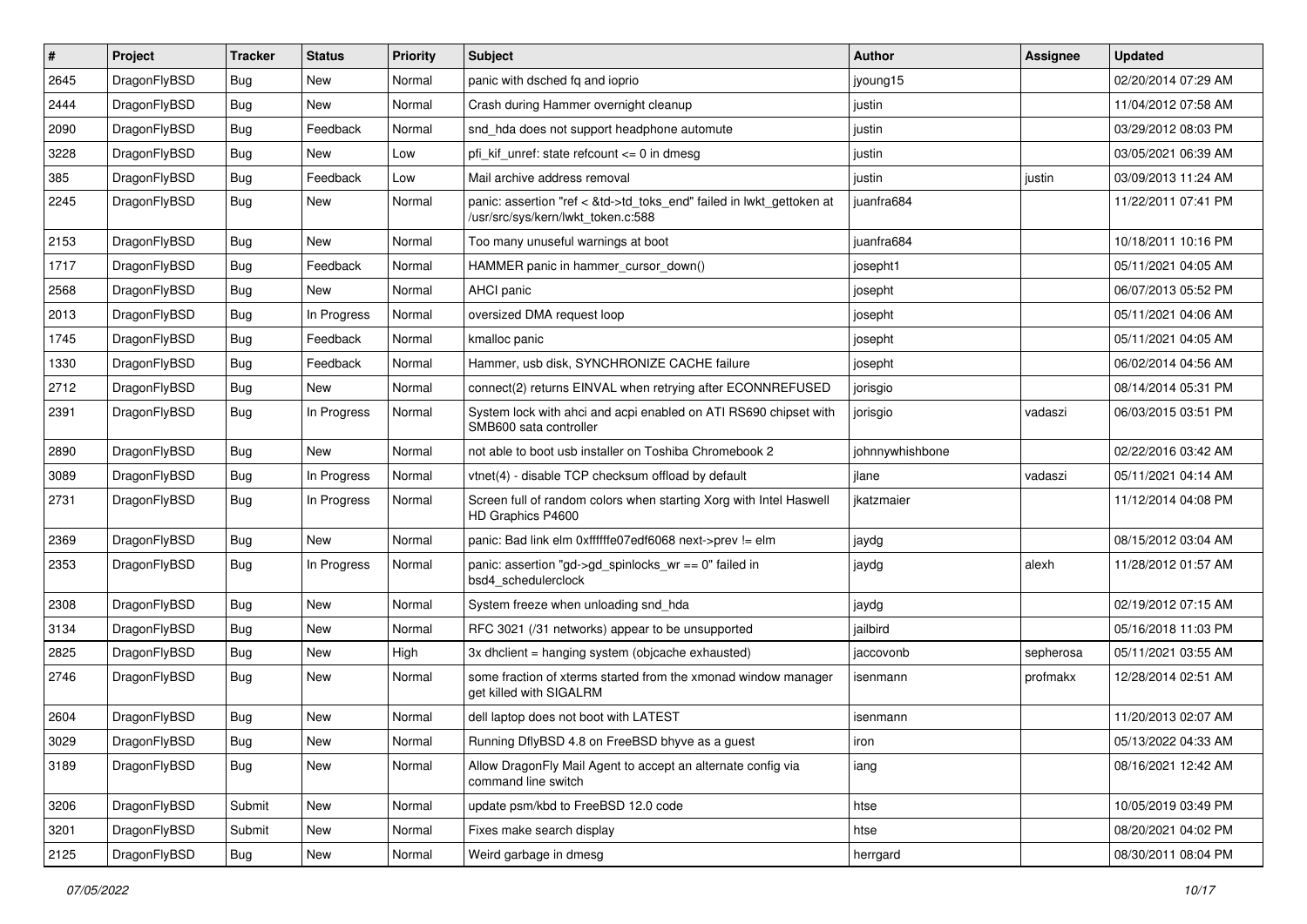| # | Project | Tracker | Status | Priority | Subject | Author | Assignee | Updated |
|---|---|---|---|---|---|---|---|---|
| 2645 | DragonFlyBSD | Bug | New | Normal | panic with dsched fq and ioprio | jyoung15 | | 02/20/2014 07:29 AM |
| 2444 | DragonFlyBSD | Bug | New | Normal | Crash during Hammer overnight cleanup | justin | | 11/04/2012 07:58 AM |
| 2090 | DragonFlyBSD | Bug | Feedback | Normal | snd_hda does not support headphone automute | justin | | 03/29/2012 08:03 PM |
| 3228 | DragonFlyBSD | Bug | New | Low | pfi_kif_unref: state refcount <= 0 in dmesg | justin | | 03/05/2021 06:39 AM |
| 385 | DragonFlyBSD | Bug | Feedback | Low | Mail archive address removal | justin | justin | 03/09/2013 11:24 AM |
| 2245 | DragonFlyBSD | Bug | New | Normal | panic: assertion "ref < &td->td_toks_end" failed in lwkt_gettoken at /usr/src/sys/kern/lwkt_token.c:588 | juanfra684 | | 11/22/2011 07:41 PM |
| 2153 | DragonFlyBSD | Bug | New | Normal | Too many unuseful warnings at boot | juanfra684 | | 10/18/2011 10:16 PM |
| 1717 | DragonFlyBSD | Bug | Feedback | Normal | HAMMER panic in hammer_cursor_down() | josepht1 | | 05/11/2021 04:05 AM |
| 2568 | DragonFlyBSD | Bug | New | Normal | AHCI panic | josepht | | 06/07/2013 05:52 PM |
| 2013 | DragonFlyBSD | Bug | In Progress | Normal | oversized DMA request loop | josepht | | 05/11/2021 04:06 AM |
| 1745 | DragonFlyBSD | Bug | Feedback | Normal | kmalloc panic | josepht | | 05/11/2021 04:05 AM |
| 1330 | DragonFlyBSD | Bug | Feedback | Normal | Hammer, usb disk, SYNCHRONIZE CACHE failure | josepht | | 06/02/2014 04:56 AM |
| 2712 | DragonFlyBSD | Bug | New | Normal | connect(2) returns EINVAL when retrying after ECONNREFUSED | jorisgio | | 08/14/2014 05:31 PM |
| 2391 | DragonFlyBSD | Bug | In Progress | Normal | System lock with ahci and acpi enabled on ATI RS690 chipset with SMB600 sata controller | jorisgio | vadaszi | 06/03/2015 03:51 PM |
| 2890 | DragonFlyBSD | Bug | New | Normal | not able to boot usb installer on Toshiba Chromebook 2 | johnnywhishbone | | 02/22/2016 03:42 AM |
| 3089 | DragonFlyBSD | Bug | In Progress | Normal | vtnet(4) - disable TCP checksum offload by default | jlane | vadaszi | 05/11/2021 04:14 AM |
| 2731 | DragonFlyBSD | Bug | In Progress | Normal | Screen full of random colors when starting Xorg with Intel Haswell HD Graphics P4600 | jkatzmaier | | 11/12/2014 04:08 PM |
| 2369 | DragonFlyBSD | Bug | New | Normal | panic: Bad link elm 0xffffffe07edf6068 next->prev != elm | jaydg | | 08/15/2012 03:04 AM |
| 2353 | DragonFlyBSD | Bug | In Progress | Normal | panic: assertion "gd->gd_spinlocks_wr == 0" failed in bsd4_schedulerclock | jaydg | alexh | 11/28/2012 01:57 AM |
| 2308 | DragonFlyBSD | Bug | New | Normal | System freeze when unloading snd_hda | jaydg | | 02/19/2012 07:15 AM |
| 3134 | DragonFlyBSD | Bug | New | Normal | RFC 3021 (/31 networks) appear to be unsupported | jailbird | | 05/16/2018 11:03 PM |
| 2825 | DragonFlyBSD | Bug | New | High | 3x dhclient = hanging system (objcache exhausted) | jaccovonb | sepherosa | 05/11/2021 03:55 AM |
| 2746 | DragonFlyBSD | Bug | New | Normal | some fraction of xterms started from the xmonad window manager get killed with SIGALRM | isenmann | profmakx | 12/28/2014 02:51 AM |
| 2604 | DragonFlyBSD | Bug | New | Normal | dell laptop does not boot with LATEST | isenmann | | 11/20/2013 02:07 AM |
| 3029 | DragonFlyBSD | Bug | New | Normal | Running DflyBSD 4.8 on FreeBSD bhyve as a guest | iron | | 05/13/2022 04:33 AM |
| 3189 | DragonFlyBSD | Bug | New | Normal | Allow DragonFly Mail Agent to accept an alternate config via command line switch | iang | | 08/16/2021 12:42 AM |
| 3206 | DragonFlyBSD | Submit | New | Normal | update psm/kbd to FreeBSD 12.0 code | htse | | 10/05/2019 03:49 PM |
| 3201 | DragonFlyBSD | Submit | New | Normal | Fixes make search display | htse | | 08/20/2021 04:02 PM |
| 2125 | DragonFlyBSD | Bug | New | Normal | Weird garbage in dmesg | herrgard | | 08/30/2011 08:04 PM |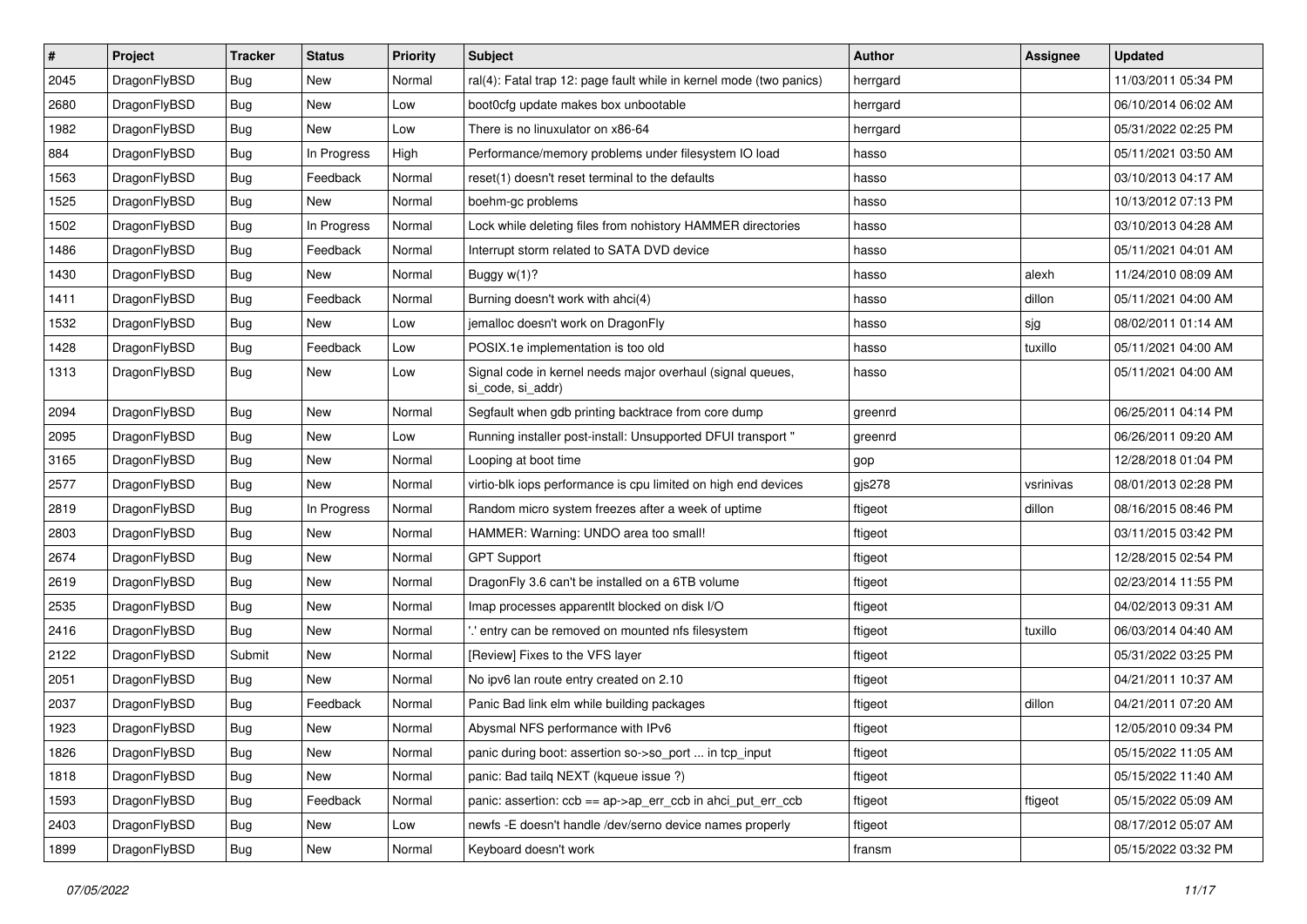| # | Project | Tracker | Status | Priority | Subject | Author | Assignee | Updated |
|---|---|---|---|---|---|---|---|---|
| 2045 | DragonFlyBSD | Bug | New | Normal | ral(4): Fatal trap 12: page fault while in kernel mode (two panics) | herrgard | | 11/03/2011 05:34 PM |
| 2680 | DragonFlyBSD | Bug | New | Low | boot0cfg update makes box unbootable | herrgard | | 06/10/2014 06:02 AM |
| 1982 | DragonFlyBSD | Bug | New | Low | There is no linuxulator on x86-64 | herrgard | | 05/31/2022 02:25 PM |
| 884 | DragonFlyBSD | Bug | In Progress | High | Performance/memory problems under filesystem IO load | hasso | | 05/11/2021 03:50 AM |
| 1563 | DragonFlyBSD | Bug | Feedback | Normal | reset(1) doesn't reset terminal to the defaults | hasso | | 03/10/2013 04:17 AM |
| 1525 | DragonFlyBSD | Bug | New | Normal | boehm-gc problems | hasso | | 10/13/2012 07:13 PM |
| 1502 | DragonFlyBSD | Bug | In Progress | Normal | Lock while deleting files from nohistory HAMMER directories | hasso | | 03/10/2013 04:28 AM |
| 1486 | DragonFlyBSD | Bug | Feedback | Normal | Interrupt storm related to SATA DVD device | hasso | | 05/11/2021 04:01 AM |
| 1430 | DragonFlyBSD | Bug | New | Normal | Buggy w(1)? | hasso | alexh | 11/24/2010 08:09 AM |
| 1411 | DragonFlyBSD | Bug | Feedback | Normal | Burning doesn't work with ahci(4) | hasso | dillon | 05/11/2021 04:00 AM |
| 1532 | DragonFlyBSD | Bug | New | Low | jemalloc doesn't work on DragonFly | hasso | sjg | 08/02/2011 01:14 AM |
| 1428 | DragonFlyBSD | Bug | Feedback | Low | POSIX.1e implementation is too old | hasso | tuxillo | 05/11/2021 04:00 AM |
| 1313 | DragonFlyBSD | Bug | New | Low | Signal code in kernel needs major overhaul (signal queues, si_code, si_addr) | hasso | | 05/11/2021 04:00 AM |
| 2094 | DragonFlyBSD | Bug | New | Normal | Segfault when gdb printing backtrace from core dump | greenrd | | 06/25/2011 04:14 PM |
| 2095 | DragonFlyBSD | Bug | New | Low | Running installer post-install: Unsupported DFUI transport " | greenrd | | 06/26/2011 09:20 AM |
| 3165 | DragonFlyBSD | Bug | New | Normal | Looping at boot time | gop | | 12/28/2018 01:04 PM |
| 2577 | DragonFlyBSD | Bug | New | Normal | virtio-blk iops performance is cpu limited on high end devices | gjs278 | vsrinivas | 08/01/2013 02:28 PM |
| 2819 | DragonFlyBSD | Bug | In Progress | Normal | Random micro system freezes after a week of uptime | ftigeot | dillon | 08/16/2015 08:46 PM |
| 2803 | DragonFlyBSD | Bug | New | Normal | HAMMER: Warning: UNDO area too small! | ftigeot | | 03/11/2015 03:42 PM |
| 2674 | DragonFlyBSD | Bug | New | Normal | GPT Support | ftigeot | | 12/28/2015 02:54 PM |
| 2619 | DragonFlyBSD | Bug | New | Normal | DragonFly 3.6 can't be installed on a 6TB volume | ftigeot | | 02/23/2014 11:55 PM |
| 2535 | DragonFlyBSD | Bug | New | Normal | Imap processes apparentlt blocked on disk I/O | ftigeot | | 04/02/2013 09:31 AM |
| 2416 | DragonFlyBSD | Bug | New | Normal | '.' entry can be removed on mounted nfs filesystem | ftigeot | tuxillo | 06/03/2014 04:40 AM |
| 2122 | DragonFlyBSD | Submit | New | Normal | [Review] Fixes to the VFS layer | ftigeot | | 05/31/2022 03:25 PM |
| 2051 | DragonFlyBSD | Bug | New | Normal | No ipv6 lan route entry created on 2.10 | ftigeot | | 04/21/2011 10:37 AM |
| 2037 | DragonFlyBSD | Bug | Feedback | Normal | Panic Bad link elm while building packages | ftigeot | dillon | 04/21/2011 07:20 AM |
| 1923 | DragonFlyBSD | Bug | New | Normal | Abysmal NFS performance with IPv6 | ftigeot | | 12/05/2010 09:34 PM |
| 1826 | DragonFlyBSD | Bug | New | Normal | panic during boot: assertion so->so_port ... in tcp_input | ftigeot | | 05/15/2022 11:05 AM |
| 1818 | DragonFlyBSD | Bug | New | Normal | panic: Bad tailq NEXT (kqueue issue ?) | ftigeot | | 05/15/2022 11:40 AM |
| 1593 | DragonFlyBSD | Bug | Feedback | Normal | panic: assertion: ccb == ap->ap_err_ccb in ahci_put_err_ccb | ftigeot | ftigeot | 05/15/2022 05:09 AM |
| 2403 | DragonFlyBSD | Bug | New | Low | newfs -E doesn't handle /dev/serno device names properly | ftigeot | | 08/17/2012 05:07 AM |
| 1899 | DragonFlyBSD | Bug | New | Normal | Keyboard doesn't work | fransm | | 05/15/2022 03:32 PM |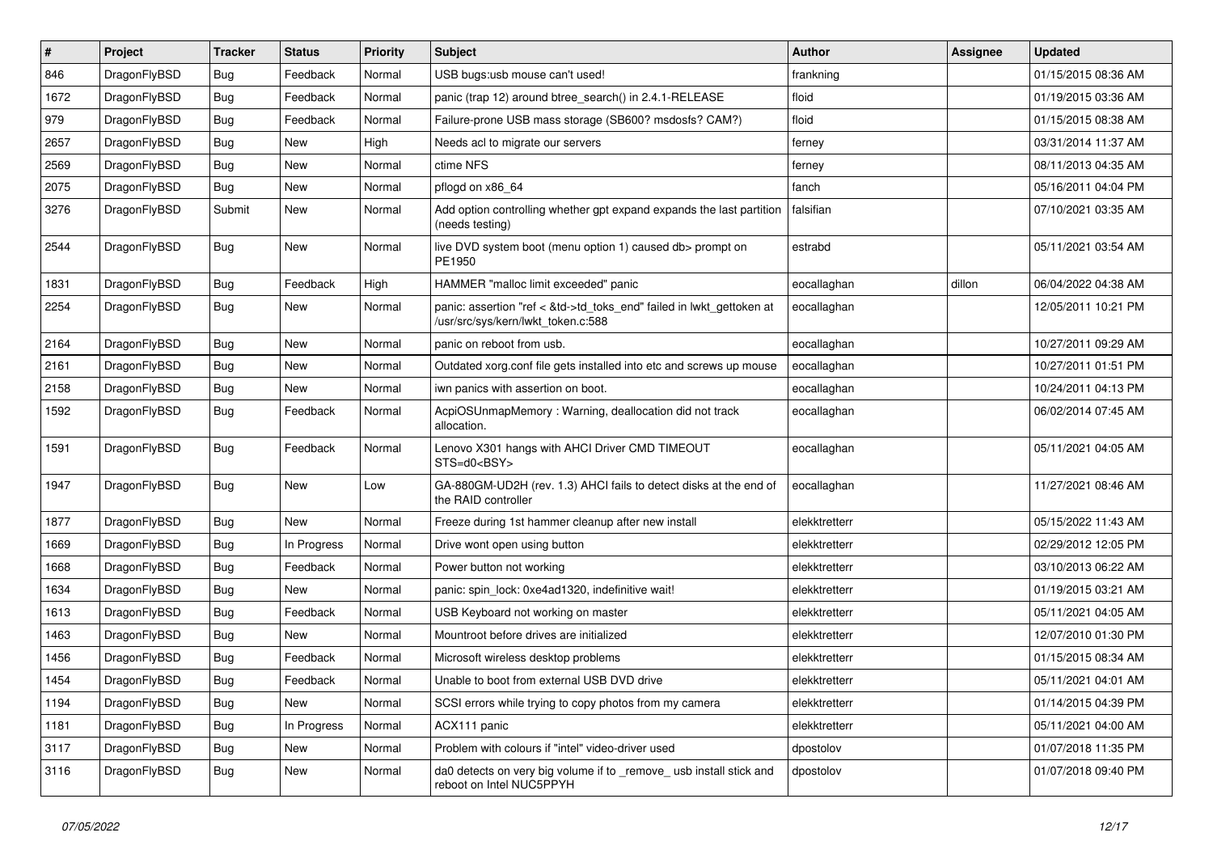| # | Project | Tracker | Status | Priority | Subject | Author | Assignee | Updated |
|---|---|---|---|---|---|---|---|---|
| 846 | DragonFlyBSD | Bug | Feedback | Normal | USB bugs:usb mouse can't used! | frankning | | 01/15/2015 08:36 AM |
| 1672 | DragonFlyBSD | Bug | Feedback | Normal | panic (trap 12) around btree_search() in 2.4.1-RELEASE | floid | | 01/19/2015 03:36 AM |
| 979 | DragonFlyBSD | Bug | Feedback | Normal | Failure-prone USB mass storage (SB600? msdosfs? CAM?) | floid | | 01/15/2015 08:38 AM |
| 2657 | DragonFlyBSD | Bug | New | High | Needs acl to migrate our servers | ferney | | 03/31/2014 11:37 AM |
| 2569 | DragonFlyBSD | Bug | New | Normal | ctime NFS | ferney | | 08/11/2013 04:35 AM |
| 2075 | DragonFlyBSD | Bug | New | Normal | pflogd on x86_64 | fanch | | 05/16/2011 04:04 PM |
| 3276 | DragonFlyBSD | Submit | New | Normal | Add option controlling whether gpt expand expands the last partition (needs testing) | falsifian | | 07/10/2021 03:35 AM |
| 2544 | DragonFlyBSD | Bug | New | Normal | live DVD system boot (menu option 1) caused db> prompt on PE1950 | estrabd | | 05/11/2021 03:54 AM |
| 1831 | DragonFlyBSD | Bug | Feedback | High | HAMMER "malloc limit exceeded" panic | eocallaghan | dillon | 06/04/2022 04:38 AM |
| 2254 | DragonFlyBSD | Bug | New | Normal | panic: assertion "ref < &td->td_toks_end" failed in lwkt_gettoken at /usr/src/sys/kern/lwkt_token.c:588 | eocallaghan | | 12/05/2011 10:21 PM |
| 2164 | DragonFlyBSD | Bug | New | Normal | panic on reboot from usb. | eocallaghan | | 10/27/2011 09:29 AM |
| 2161 | DragonFlyBSD | Bug | New | Normal | Outdated xorg.conf file gets installed into etc and screws up mouse | eocallaghan | | 10/27/2011 01:51 PM |
| 2158 | DragonFlyBSD | Bug | New | Normal | iwn panics with assertion on boot. | eocallaghan | | 10/24/2011 04:13 PM |
| 1592 | DragonFlyBSD | Bug | Feedback | Normal | AcpiOSUnmapMemory : Warning, deallocation did not track allocation. | eocallaghan | | 06/02/2014 07:45 AM |
| 1591 | DragonFlyBSD | Bug | Feedback | Normal | Lenovo X301 hangs with AHCI Driver CMD TIMEOUT STS=d0<BSY> | eocallaghan | | 05/11/2021 04:05 AM |
| 1947 | DragonFlyBSD | Bug | New | Low | GA-880GM-UD2H (rev. 1.3) AHCI fails to detect disks at the end of the RAID controller | eocallaghan | | 11/27/2021 08:46 AM |
| 1877 | DragonFlyBSD | Bug | New | Normal | Freeze during 1st hammer cleanup after new install | elekktretterr | | 05/15/2022 11:43 AM |
| 1669 | DragonFlyBSD | Bug | In Progress | Normal | Drive wont open using button | elekktretterr | | 02/29/2012 12:05 PM |
| 1668 | DragonFlyBSD | Bug | Feedback | Normal | Power button not working | elekktretterr | | 03/10/2013 06:22 AM |
| 1634 | DragonFlyBSD | Bug | New | Normal | panic: spin_lock: 0xe4ad1320, indefinitive wait! | elekktretterr | | 01/19/2015 03:21 AM |
| 1613 | DragonFlyBSD | Bug | Feedback | Normal | USB Keyboard not working on master | elekktretterr | | 05/11/2021 04:05 AM |
| 1463 | DragonFlyBSD | Bug | New | Normal | Mountroot before drives are initialized | elekktretterr | | 12/07/2010 01:30 PM |
| 1456 | DragonFlyBSD | Bug | Feedback | Normal | Microsoft wireless desktop problems | elekktretterr | | 01/15/2015 08:34 AM |
| 1454 | DragonFlyBSD | Bug | Feedback | Normal | Unable to boot from external USB DVD drive | elekktretterr | | 05/11/2021 04:01 AM |
| 1194 | DragonFlyBSD | Bug | New | Normal | SCSI errors while trying to copy photos from my camera | elekktretterr | | 01/14/2015 04:39 PM |
| 1181 | DragonFlyBSD | Bug | In Progress | Normal | ACX111 panic | elekktretterr | | 05/11/2021 04:00 AM |
| 3117 | DragonFlyBSD | Bug | New | Normal | Problem with colours if "intel" video-driver used | dpostolov | | 01/07/2018 11:35 PM |
| 3116 | DragonFlyBSD | Bug | New | Normal | da0 detects on very big volume if to _remove_ usb install stick and reboot on Intel NUC5PPYH | dpostolov | | 01/07/2018 09:40 PM |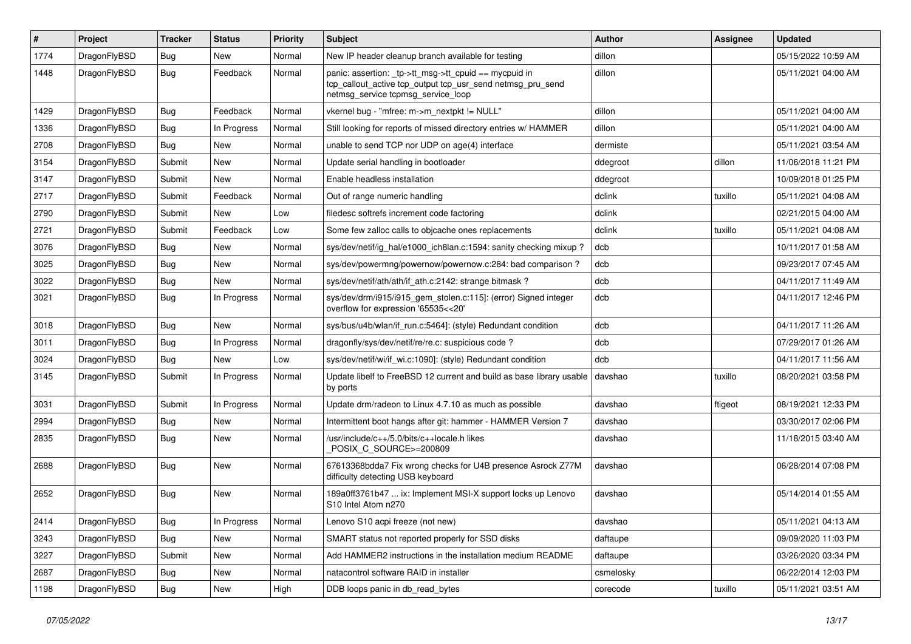| # | Project | Tracker | Status | Priority | Subject | Author | Assignee | Updated |
| --- | --- | --- | --- | --- | --- | --- | --- | --- |
| 1774 | DragonFlyBSD | Bug | New | Normal | New IP header cleanup branch available for testing | dillon | | 05/15/2022 10:59 AM |
| 1448 | DragonFlyBSD | Bug | Feedback | Normal | panic: assertion: _tp->tt_msg->tt_cpuid == mycpuid in tcp_callout_active tcp_output tcp_usr_send netmsg_pru_send netmsg_service tcpmsg_service_loop | dillon | | 05/11/2021 04:00 AM |
| 1429 | DragonFlyBSD | Bug | Feedback | Normal | vkernel bug - "mfree: m->m_nextpkt != NULL" | dillon | | 05/11/2021 04:00 AM |
| 1336 | DragonFlyBSD | Bug | In Progress | Normal | Still looking for reports of missed directory entries w/ HAMMER | dillon | | 05/11/2021 04:00 AM |
| 2708 | DragonFlyBSD | Bug | New | Normal | unable to send TCP nor UDP on age(4) interface | dermiste | | 05/11/2021 03:54 AM |
| 3154 | DragonFlyBSD | Submit | New | Normal | Update serial handling in bootloader | ddegroot | dillon | 11/06/2018 11:21 PM |
| 3147 | DragonFlyBSD | Submit | New | Normal | Enable headless installation | ddegroot | | 10/09/2018 01:25 PM |
| 2717 | DragonFlyBSD | Submit | Feedback | Normal | Out of range numeric handling | dclink | tuxillo | 05/11/2021 04:08 AM |
| 2790 | DragonFlyBSD | Submit | New | Low | filedesc softrefs increment code factoring | dclink | | 02/21/2015 04:00 AM |
| 2721 | DragonFlyBSD | Submit | Feedback | Low | Some few zalloc calls to objcache ones replacements | dclink | tuxillo | 05/11/2021 04:08 AM |
| 3076 | DragonFlyBSD | Bug | New | Normal | sys/dev/netif/ig_hal/e1000_ich8lan.c:1594: sanity checking mixup ? | dcb | | 10/11/2017 01:58 AM |
| 3025 | DragonFlyBSD | Bug | New | Normal | sys/dev/powermng/powernow/powernow.c:284: bad comparison ? | dcb | | 09/23/2017 07:45 AM |
| 3022 | DragonFlyBSD | Bug | New | Normal | sys/dev/netif/ath/ath/if_ath.c:2142: strange bitmask ? | dcb | | 04/11/2017 11:49 AM |
| 3021 | DragonFlyBSD | Bug | In Progress | Normal | sys/dev/drm/i915/i915_gem_stolen.c:115]: (error) Signed integer overflow for expression '65535<<20' | dcb | | 04/11/2017 12:46 PM |
| 3018 | DragonFlyBSD | Bug | New | Normal | sys/bus/u4b/wlan/if_run.c:5464]: (style) Redundant condition | dcb | | 04/11/2017 11:26 AM |
| 3011 | DragonFlyBSD | Bug | In Progress | Normal | dragonfly/sys/dev/netif/re/re.c: suspicious code ? | dcb | | 07/29/2017 01:26 AM |
| 3024 | DragonFlyBSD | Bug | New | Low | sys/dev/netif/wi/if_wi.c:1090]: (style) Redundant condition | dcb | | 04/11/2017 11:56 AM |
| 3145 | DragonFlyBSD | Submit | In Progress | Normal | Update libelf to FreeBSD 12 current and build as base library usable by ports | davshao | tuxillo | 08/20/2021 03:58 PM |
| 3031 | DragonFlyBSD | Submit | In Progress | Normal | Update drm/radeon to Linux 4.7.10 as much as possible | davshao | ftigeot | 08/19/2021 12:33 PM |
| 2994 | DragonFlyBSD | Bug | New | Normal | Intermittent boot hangs after git: hammer - HAMMER Version 7 | davshao | | 03/30/2017 02:06 PM |
| 2835 | DragonFlyBSD | Bug | New | Normal | /usr/include/c++/5.0/bits/c++locale.h likes _POSIX_C_SOURCE>=200809 | davshao | | 11/18/2015 03:40 AM |
| 2688 | DragonFlyBSD | Bug | New | Normal | 67613368bdda7 Fix wrong checks for U4B presence Asrock Z77M difficulty detecting USB keyboard | davshao | | 06/28/2014 07:08 PM |
| 2652 | DragonFlyBSD | Bug | New | Normal | 189a0ff3761b47 ... ix: Implement MSI-X support locks up Lenovo S10 Intel Atom n270 | davshao | | 05/14/2014 01:55 AM |
| 2414 | DragonFlyBSD | Bug | In Progress | Normal | Lenovo S10 acpi freeze (not new) | davshao | | 05/11/2021 04:13 AM |
| 3243 | DragonFlyBSD | Bug | New | Normal | SMART status not reported properly for SSD disks | daftaupe | | 09/09/2020 11:03 PM |
| 3227 | DragonFlyBSD | Submit | New | Normal | Add HAMMER2 instructions in the installation medium README | daftaupe | | 03/26/2020 03:34 PM |
| 2687 | DragonFlyBSD | Bug | New | Normal | natacontrol software RAID in installer | csmelosky | | 06/22/2014 12:03 PM |
| 1198 | DragonFlyBSD | Bug | New | High | DDB loops panic in db_read_bytes | corecode | tuxillo | 05/11/2021 03:51 AM |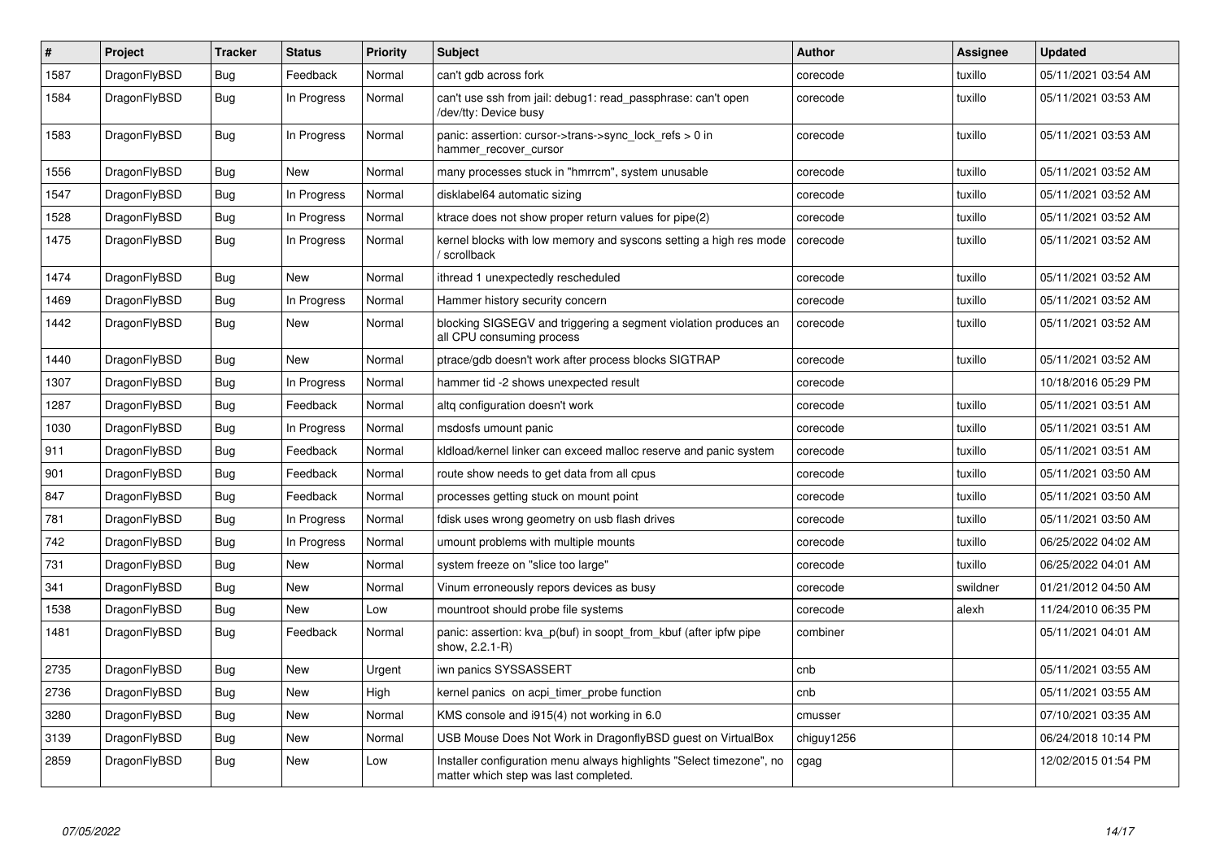| # | Project | Tracker | Status | Priority | Subject | Author | Assignee | Updated |
|---|---|---|---|---|---|---|---|---|
| 1587 | DragonFlyBSD | Bug | Feedback | Normal | can't gdb across fork | corecode | tuxillo | 05/11/2021 03:54 AM |
| 1584 | DragonFlyBSD | Bug | In Progress | Normal | can't use ssh from jail: debug1: read_passphrase: can't open /dev/tty: Device busy | corecode | tuxillo | 05/11/2021 03:53 AM |
| 1583 | DragonFlyBSD | Bug | In Progress | Normal | panic: assertion: cursor->trans->sync_lock_refs > 0 in hammer_recover_cursor | corecode | tuxillo | 05/11/2021 03:53 AM |
| 1556 | DragonFlyBSD | Bug | New | Normal | many processes stuck in "hmrrcm", system unusable | corecode | tuxillo | 05/11/2021 03:52 AM |
| 1547 | DragonFlyBSD | Bug | In Progress | Normal | disklabel64 automatic sizing | corecode | tuxillo | 05/11/2021 03:52 AM |
| 1528 | DragonFlyBSD | Bug | In Progress | Normal | ktrace does not show proper return values for pipe(2) | corecode | tuxillo | 05/11/2021 03:52 AM |
| 1475 | DragonFlyBSD | Bug | In Progress | Normal | kernel blocks with low memory and syscons setting a high res mode / scrollback | corecode | tuxillo | 05/11/2021 03:52 AM |
| 1474 | DragonFlyBSD | Bug | New | Normal | ithread 1 unexpectedly rescheduled | corecode | tuxillo | 05/11/2021 03:52 AM |
| 1469 | DragonFlyBSD | Bug | In Progress | Normal | Hammer history security concern | corecode | tuxillo | 05/11/2021 03:52 AM |
| 1442 | DragonFlyBSD | Bug | New | Normal | blocking SIGSEGV and triggering a segment violation produces an all CPU consuming process | corecode | tuxillo | 05/11/2021 03:52 AM |
| 1440 | DragonFlyBSD | Bug | New | Normal | ptrace/gdb doesn't work after process blocks SIGTRAP | corecode | tuxillo | 05/11/2021 03:52 AM |
| 1307 | DragonFlyBSD | Bug | In Progress | Normal | hammer tid -2 shows unexpected result | corecode | | 10/18/2016 05:29 PM |
| 1287 | DragonFlyBSD | Bug | Feedback | Normal | altq configuration doesn't work | corecode | tuxillo | 05/11/2021 03:51 AM |
| 1030 | DragonFlyBSD | Bug | In Progress | Normal | msdosfs umount panic | corecode | tuxillo | 05/11/2021 03:51 AM |
| 911 | DragonFlyBSD | Bug | Feedback | Normal | kldload/kernel linker can exceed malloc reserve and panic system | corecode | tuxillo | 05/11/2021 03:51 AM |
| 901 | DragonFlyBSD | Bug | Feedback | Normal | route show needs to get data from all cpus | corecode | tuxillo | 05/11/2021 03:50 AM |
| 847 | DragonFlyBSD | Bug | Feedback | Normal | processes getting stuck on mount point | corecode | tuxillo | 05/11/2021 03:50 AM |
| 781 | DragonFlyBSD | Bug | In Progress | Normal | fdisk uses wrong geometry on usb flash drives | corecode | tuxillo | 05/11/2021 03:50 AM |
| 742 | DragonFlyBSD | Bug | In Progress | Normal | umount problems with multiple mounts | corecode | tuxillo | 06/25/2022 04:02 AM |
| 731 | DragonFlyBSD | Bug | New | Normal | system freeze on "slice too large" | corecode | tuxillo | 06/25/2022 04:01 AM |
| 341 | DragonFlyBSD | Bug | New | Normal | Vinum erroneously repors devices as busy | corecode | swildner | 01/21/2012 04:50 AM |
| 1538 | DragonFlyBSD | Bug | New | Low | mountroot should probe file systems | corecode | alexh | 11/24/2010 06:35 PM |
| 1481 | DragonFlyBSD | Bug | Feedback | Normal | panic: assertion: kva_p(buf) in soopt_from_kbuf (after ipfw pipe show, 2.2.1-R) | combiner | | 05/11/2021 04:01 AM |
| 2735 | DragonFlyBSD | Bug | New | Urgent | iwn panics SYSSASSERT | cnb | | 05/11/2021 03:55 AM |
| 2736 | DragonFlyBSD | Bug | New | High | kernel panics on acpi_timer_probe function | cnb | | 05/11/2021 03:55 AM |
| 3280 | DragonFlyBSD | Bug | New | Normal | KMS console and i915(4) not working in 6.0 | cmusser | | 07/10/2021 03:35 AM |
| 3139 | DragonFlyBSD | Bug | New | Normal | USB Mouse Does Not Work in DragonflyBSD guest on VirtualBox | chiguy1256 | | 06/24/2018 10:14 PM |
| 2859 | DragonFlyBSD | Bug | New | Low | Installer configuration menu always highlights "Select timezone", no matter which step was last completed. | cgag | | 12/02/2015 01:54 PM |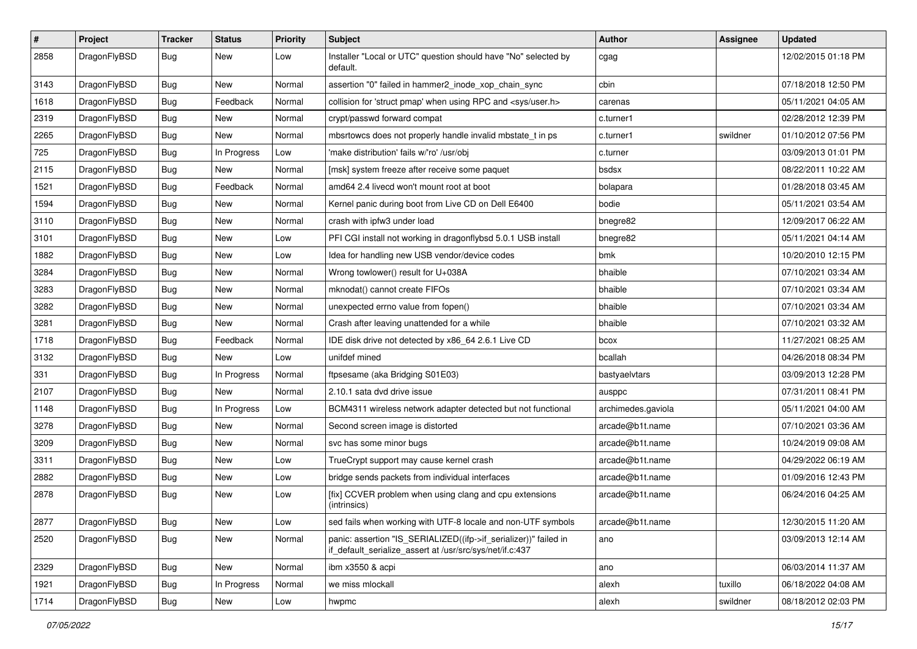| # | Project | Tracker | Status | Priority | Subject | Author | Assignee | Updated |
|---|---|---|---|---|---|---|---|---|
| 2858 | DragonFlyBSD | Bug | New | Low | Installer "Local or UTC" question should have "No" selected by default. | cgag | | 12/02/2015 01:18 PM |
| 3143 | DragonFlyBSD | Bug | New | Normal | assertion "0" failed in hammer2_inode_xop_chain_sync | cbin | | 07/18/2018 12:50 PM |
| 1618 | DragonFlyBSD | Bug | Feedback | Normal | collision for 'struct pmap' when using RPC and <sys/user.h> | carenas | | 05/11/2021 04:05 AM |
| 2319 | DragonFlyBSD | Bug | New | Normal | crypt/passwd forward compat | c.turner1 | | 02/28/2012 12:39 PM |
| 2265 | DragonFlyBSD | Bug | New | Normal | mbsrtowcs does not properly handle invalid mbstate_t in ps | c.turner1 | swildner | 01/10/2012 07:56 PM |
| 725 | DragonFlyBSD | Bug | In Progress | Low | 'make distribution' fails w/'ro' /usr/obj | c.turner | | 03/09/2013 01:01 PM |
| 2115 | DragonFlyBSD | Bug | New | Normal | [msk] system freeze after receive some paquet | bsdsx | | 08/22/2011 10:22 AM |
| 1521 | DragonFlyBSD | Bug | Feedback | Normal | amd64 2.4 livecd won't mount root at boot | bolapara | | 01/28/2018 03:45 AM |
| 1594 | DragonFlyBSD | Bug | New | Normal | Kernel panic during boot from Live CD on Dell E6400 | bodie | | 05/11/2021 03:54 AM |
| 3110 | DragonFlyBSD | Bug | New | Normal | crash with ipfw3 under load | bnegre82 | | 12/09/2017 06:22 AM |
| 3101 | DragonFlyBSD | Bug | New | Low | PFI CGI install not working in dragonflybsd 5.0.1 USB install | bnegre82 | | 05/11/2021 04:14 AM |
| 1882 | DragonFlyBSD | Bug | New | Low | Idea for handling new USB vendor/device codes | bmk | | 10/20/2010 12:15 PM |
| 3284 | DragonFlyBSD | Bug | New | Normal | Wrong towlower() result for U+038A | bhaible | | 07/10/2021 03:34 AM |
| 3283 | DragonFlyBSD | Bug | New | Normal | mknodat() cannot create FIFOs | bhaible | | 07/10/2021 03:34 AM |
| 3282 | DragonFlyBSD | Bug | New | Normal | unexpected errno value from fopen() | bhaible | | 07/10/2021 03:34 AM |
| 3281 | DragonFlyBSD | Bug | New | Normal | Crash after leaving unattended for a while | bhaible | | 07/10/2021 03:32 AM |
| 1718 | DragonFlyBSD | Bug | Feedback | Normal | IDE disk drive not detected by x86_64 2.6.1 Live CD | bcox | | 11/27/2021 08:25 AM |
| 3132 | DragonFlyBSD | Bug | New | Low | unifdef mined | bcallah | | 04/26/2018 08:34 PM |
| 331 | DragonFlyBSD | Bug | In Progress | Normal | ftpsesame (aka Bridging S01E03) | bastyaelvtars | | 03/09/2013 12:28 PM |
| 2107 | DragonFlyBSD | Bug | New | Normal | 2.10.1 sata dvd drive issue | ausppc | | 07/31/2011 08:41 PM |
| 1148 | DragonFlyBSD | Bug | In Progress | Low | BCM4311 wireless network adapter detected but not functional | archimedes.gaviola | | 05/11/2021 04:00 AM |
| 3278 | DragonFlyBSD | Bug | New | Normal | Second screen image is distorted | arcade@b1t.name | | 07/10/2021 03:36 AM |
| 3209 | DragonFlyBSD | Bug | New | Normal | svc has some minor bugs | arcade@b1t.name | | 10/24/2019 09:08 AM |
| 3311 | DragonFlyBSD | Bug | New | Low | TrueCrypt support may cause kernel crash | arcade@b1t.name | | 04/29/2022 06:19 AM |
| 2882 | DragonFlyBSD | Bug | New | Low | bridge sends packets from individual interfaces | arcade@b1t.name | | 01/09/2016 12:43 PM |
| 2878 | DragonFlyBSD | Bug | New | Low | [fix] CCVER problem when using clang and cpu extensions (intrinsics) | arcade@b1t.name | | 06/24/2016 04:25 AM |
| 2877 | DragonFlyBSD | Bug | New | Low | sed fails when working with UTF-8 locale and non-UTF symbols | arcade@b1t.name | | 12/30/2015 11:20 AM |
| 2520 | DragonFlyBSD | Bug | New | Normal | panic: assertion "IS_SERIALIZED((ifp->if_serializer))" failed in if_default_serialize_assert at /usr/src/sys/net/if.c:437 | ano | | 03/09/2013 12:14 AM |
| 2329 | DragonFlyBSD | Bug | New | Normal | ibm x3550 & acpi | ano | | 06/03/2014 11:37 AM |
| 1921 | DragonFlyBSD | Bug | In Progress | Normal | we miss mlockall | alexh | tuxillo | 06/18/2022 04:08 AM |
| 1714 | DragonFlyBSD | Bug | New | Low | hwpmc | alexh | swildner | 08/18/2012 02:03 PM |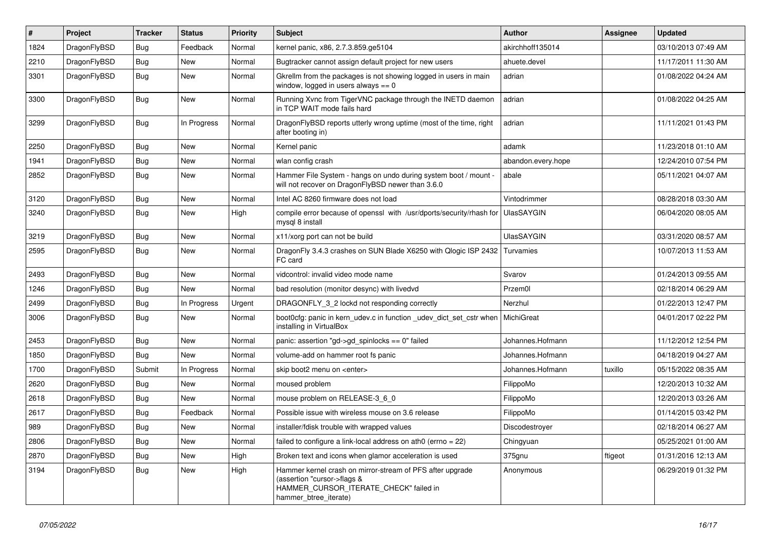| # | Project | Tracker | Status | Priority | Subject | Author | Assignee | Updated |
|---|---|---|---|---|---|---|---|---|
| 1824 | DragonFlyBSD | Bug | Feedback | Normal | kernel panic, x86, 2.7.3.859.ge5104 | akirchhoff135014 | | 03/10/2013 07:49 AM |
| 2210 | DragonFlyBSD | Bug | New | Normal | Bugtracker cannot assign default project for new users | ahuete.devel | | 11/17/2011 11:30 AM |
| 3301 | DragonFlyBSD | Bug | New | Normal | Gkrellm from the packages is not showing logged in users in main window, logged in users always == 0 | adrian | | 01/08/2022 04:24 AM |
| 3300 | DragonFlyBSD | Bug | New | Normal | Running Xvnc from TigerVNC package through the INETD daemon in TCP WAIT mode fails hard | adrian | | 01/08/2022 04:25 AM |
| 3299 | DragonFlyBSD | Bug | In Progress | Normal | DragonFlyBSD reports utterly wrong uptime (most of the time, right after booting in) | adrian | | 11/11/2021 01:43 PM |
| 2250 | DragonFlyBSD | Bug | New | Normal | Kernel panic | adamk | | 11/23/2018 01:10 AM |
| 1941 | DragonFlyBSD | Bug | New | Normal | wlan config crash | abandon.every.hope | | 12/24/2010 07:54 PM |
| 2852 | DragonFlyBSD | Bug | New | Normal | Hammer File System - hangs on undo during system boot / mount - will not recover on DragonFlyBSD newer than 3.6.0 | abale | | 05/11/2021 04:07 AM |
| 3120 | DragonFlyBSD | Bug | New | Normal | Intel AC 8260 firmware does not load | Vintodrimmer | | 08/28/2018 03:30 AM |
| 3240 | DragonFlyBSD | Bug | New | High | compile error because of openssl with /usr/dports/security/rhash for mysql 8 install | UlasSAYGIN | | 06/04/2020 08:05 AM |
| 3219 | DragonFlyBSD | Bug | New | Normal | x11/xorg port can not be build | UlasSAYGIN | | 03/31/2020 08:57 AM |
| 2595 | DragonFlyBSD | Bug | New | Normal | DragonFly 3.4.3 crashes on SUN Blade X6250 with Qlogic ISP 2432 FC card | Turvamies | | 10/07/2013 11:53 AM |
| 2493 | DragonFlyBSD | Bug | New | Normal | vidcontrol: invalid video mode name | Svarov | | 01/24/2013 09:55 AM |
| 1246 | DragonFlyBSD | Bug | New | Normal | bad resolution (monitor desync) with livedvd | Przem0l | | 02/18/2014 06:29 AM |
| 2499 | DragonFlyBSD | Bug | In Progress | Urgent | DRAGONFLY_3_2 lockd not responding correctly | Nerzhul | | 01/22/2013 12:47 PM |
| 3006 | DragonFlyBSD | Bug | New | Normal | boot0cfg: panic in kern_udev.c in function _udev_dict_set_cstr when installing in VirtualBox | MichiGreat | | 04/01/2017 02:22 PM |
| 2453 | DragonFlyBSD | Bug | New | Normal | panic: assertion "gd->gd_spinlocks == 0" failed | Johannes.Hofmann | | 11/12/2012 12:54 PM |
| 1850 | DragonFlyBSD | Bug | New | Normal | volume-add on hammer root fs panic | Johannes.Hofmann | | 04/18/2019 04:27 AM |
| 1700 | DragonFlyBSD | Submit | In Progress | Normal | skip boot2 menu on <enter> | Johannes.Hofmann | tuxillo | 05/15/2022 08:35 AM |
| 2620 | DragonFlyBSD | Bug | New | Normal | moused problem | FilippoMo | | 12/20/2013 10:32 AM |
| 2618 | DragonFlyBSD | Bug | New | Normal | mouse problem on RELEASE-3_6_0 | FilippoMo | | 12/20/2013 03:26 AM |
| 2617 | DragonFlyBSD | Bug | Feedback | Normal | Possible issue with wireless mouse on 3.6 release | FilippoMo | | 01/14/2015 03:42 PM |
| 989 | DragonFlyBSD | Bug | New | Normal | installer/fdisk trouble with wrapped values | Discodestroyer | | 02/18/2014 06:27 AM |
| 2806 | DragonFlyBSD | Bug | New | Normal | failed to configure a link-local address on ath0 (errno = 22) | Chingyuan | | 05/25/2021 01:00 AM |
| 2870 | DragonFlyBSD | Bug | New | High | Broken text and icons when glamor acceleration is used | 375gnu | ftigeot | 01/31/2016 12:13 AM |
| 3194 | DragonFlyBSD | Bug | New | High | Hammer kernel crash on mirror-stream of PFS after upgrade (assertion "cursor->flags & HAMMER_CURSOR_ITERATE_CHECK" failed in hammer_btree_iterate) | Anonymous | | 06/29/2019 01:32 PM |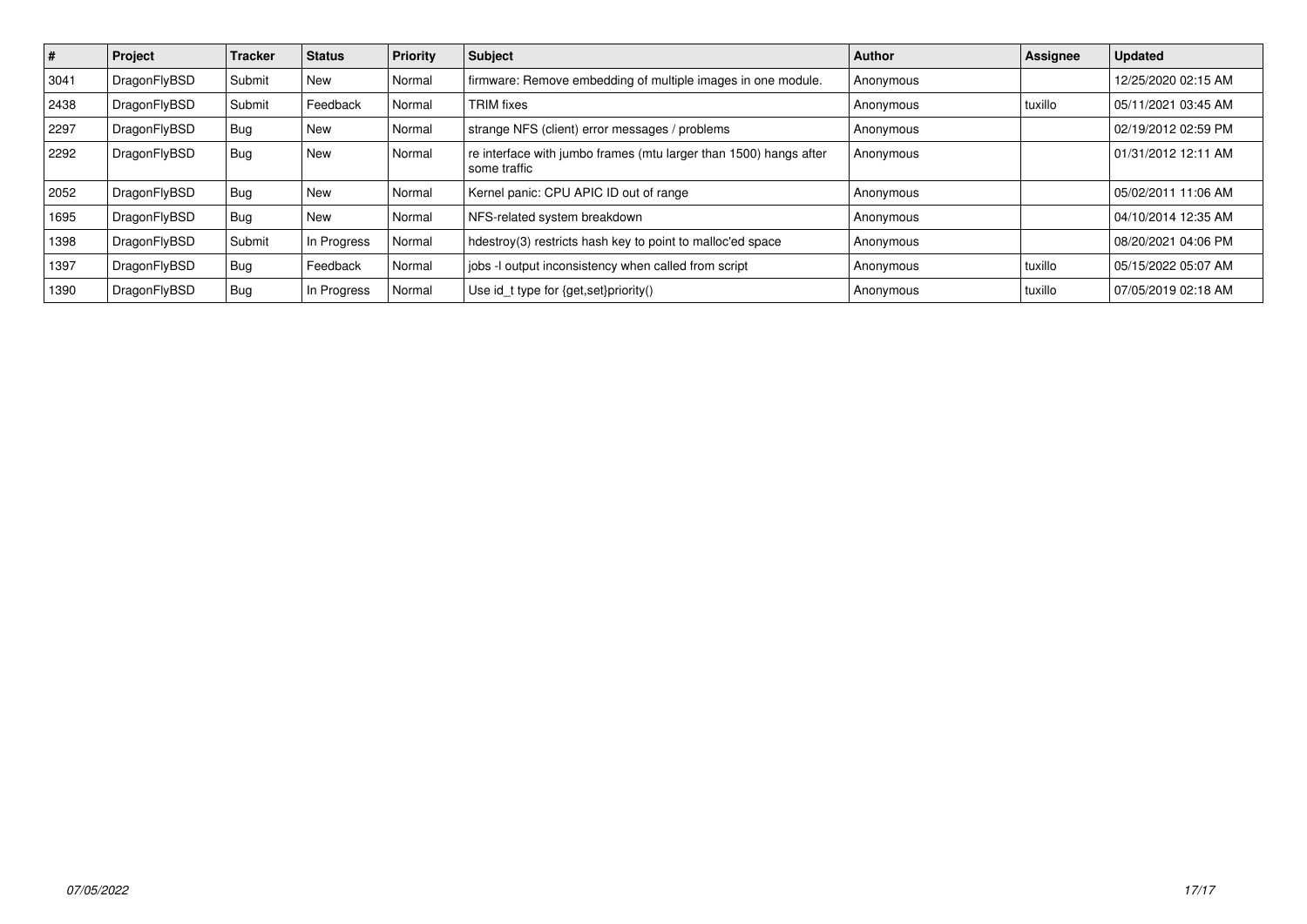| # | Project | Tracker | Status | Priority | Subject | Author | Assignee | Updated |
|---|---|---|---|---|---|---|---|---|
| 3041 | DragonFlyBSD | Submit | New | Normal | firmware: Remove embedding of multiple images in one module. | Anonymous | | 12/25/2020 02:15 AM |
| 2438 | DragonFlyBSD | Submit | Feedback | Normal | TRIM fixes | Anonymous | tuxillo | 05/11/2021 03:45 AM |
| 2297 | DragonFlyBSD | Bug | New | Normal | strange NFS (client) error messages / problems | Anonymous | | 02/19/2012 02:59 PM |
| 2292 | DragonFlyBSD | Bug | New | Normal | re interface with jumbo frames (mtu larger than 1500) hangs after some traffic | Anonymous | | 01/31/2012 12:11 AM |
| 2052 | DragonFlyBSD | Bug | New | Normal | Kernel panic: CPU APIC ID out of range | Anonymous | | 05/02/2011 11:06 AM |
| 1695 | DragonFlyBSD | Bug | New | Normal | NFS-related system breakdown | Anonymous | | 04/10/2014 12:35 AM |
| 1398 | DragonFlyBSD | Submit | In Progress | Normal | hdestroy(3) restricts hash key to point to malloc'ed space | Anonymous | | 08/20/2021 04:06 PM |
| 1397 | DragonFlyBSD | Bug | Feedback | Normal | jobs -l output inconsistency when called from script | Anonymous | tuxillo | 05/15/2022 05:07 AM |
| 1390 | DragonFlyBSD | Bug | In Progress | Normal | Use id_t type for {get,set}priority() | Anonymous | tuxillo | 07/05/2019 02:18 AM |